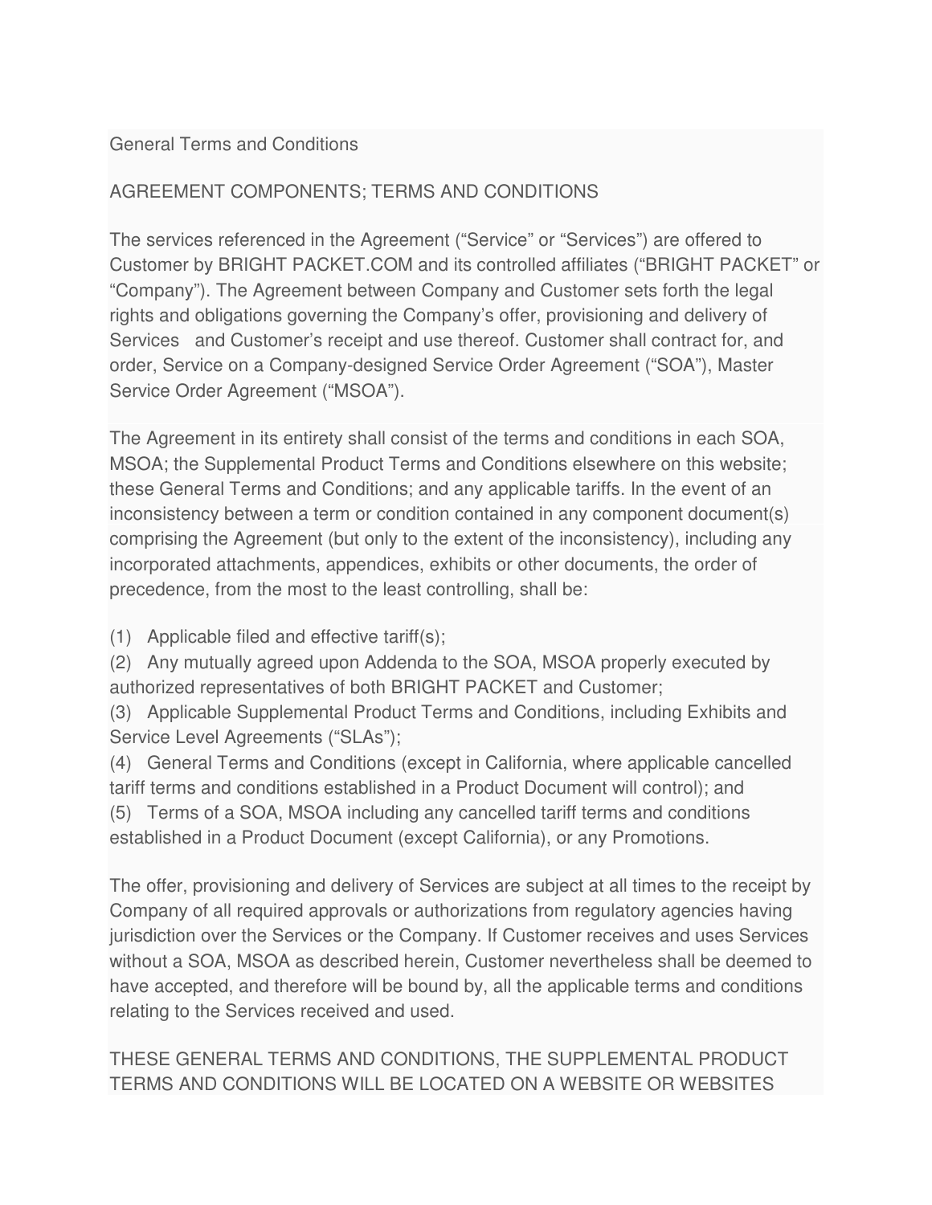General Terms and Conditions

AGREEMENT COMPONENTS; TERMS AND CONDITIONS

The services referenced in the Agreement ("Service" or "Services") are offered to Customer by BRIGHT PACKET.COM and its controlled affiliates ("BRIGHT PACKET" or "Company"). The Agreement between Company and Customer sets forth the legal rights and obligations governing the Company's offer, provisioning and delivery of Services and Customer's receipt and use thereof. Customer shall contract for, and order, Service on a Company-designed Service Order Agreement ("SOA"), Master Service Order Agreement ("MSOA").

The Agreement in its entirety shall consist of the terms and conditions in each SOA, MSOA; the Supplemental Product Terms and Conditions elsewhere on this website; these General Terms and Conditions; and any applicable tariffs. In the event of an inconsistency between a term or condition contained in any component document(s) comprising the Agreement (but only to the extent of the inconsistency), including any incorporated attachments, appendices, exhibits or other documents, the order of precedence, from the most to the least controlling, shall be:

(1) Applicable filed and effective tariff(s);
(2) Any mutually agreed upon Addenda to the SOA, MSOA properly executed by authorized representatives of both BRIGHT PACKET and Customer;
(3) Applicable Supplemental Product Terms and Conditions, including Exhibits and Service Level Agreements ("SLAs");
(4) General Terms and Conditions (except in California, where applicable cancelled tariff terms and conditions established in a Product Document will control); and
(5) Terms of a SOA, MSOA including any cancelled tariff terms and conditions established in a Product Document (except California), or any Promotions.

The offer, provisioning and delivery of Services are subject at all times to the receipt by Company of all required approvals or authorizations from regulatory agencies having jurisdiction over the Services or the Company. If Customer receives and uses Services without a SOA, MSOA as described herein, Customer nevertheless shall be deemed to have accepted, and therefore will be bound by, all the applicable terms and conditions relating to the Services received and used.

THESE GENERAL TERMS AND CONDITIONS, THE SUPPLEMENTAL PRODUCT TERMS AND CONDITIONS WILL BE LOCATED ON A WEBSITE OR WEBSITES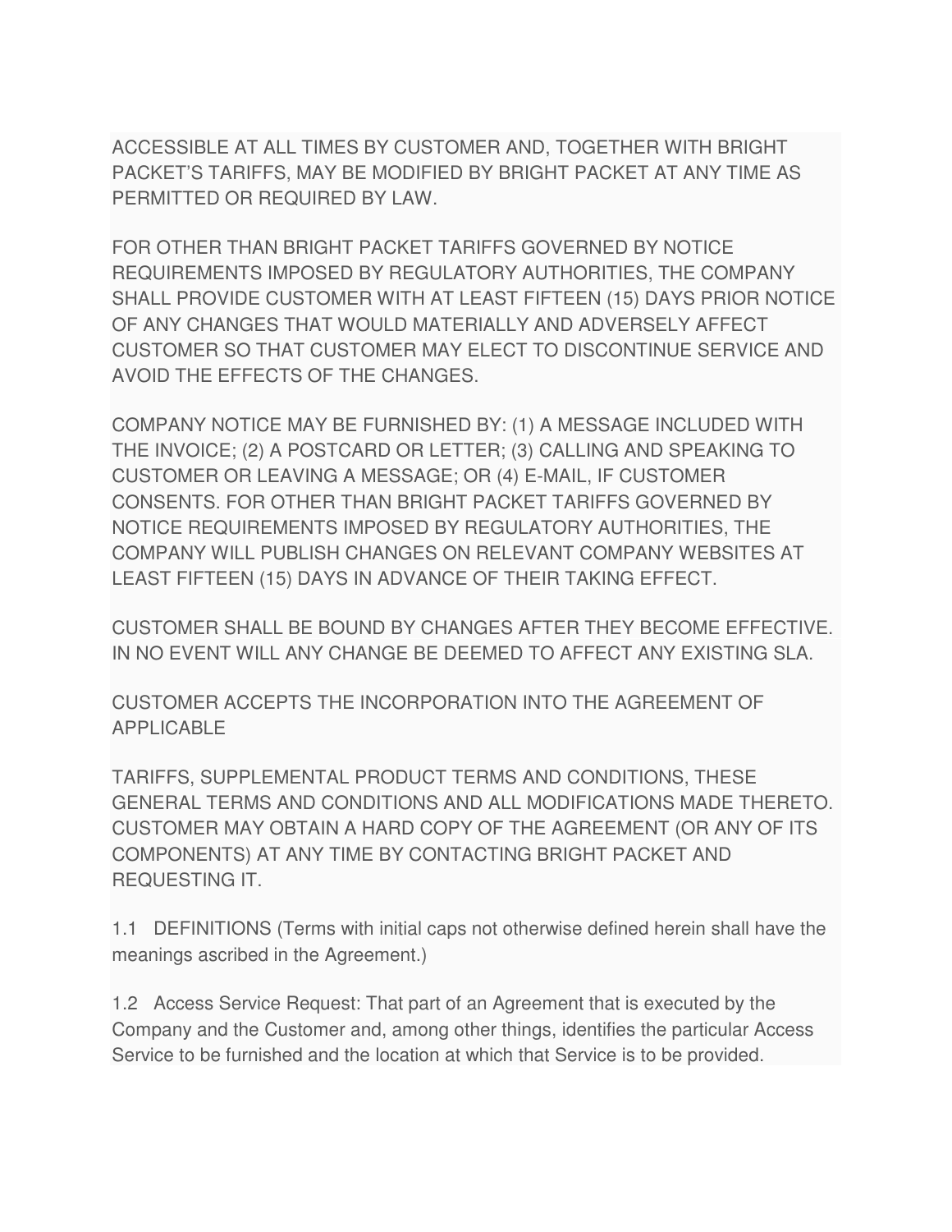ACCESSIBLE AT ALL TIMES BY CUSTOMER AND, TOGETHER WITH BRIGHT PACKET'S TARIFFS, MAY BE MODIFIED BY BRIGHT PACKET AT ANY TIME AS PERMITTED OR REQUIRED BY LAW.

FOR OTHER THAN BRIGHT PACKET TARIFFS GOVERNED BY NOTICE REQUIREMENTS IMPOSED BY REGULATORY AUTHORITIES, THE COMPANY SHALL PROVIDE CUSTOMER WITH AT LEAST FIFTEEN (15) DAYS PRIOR NOTICE OF ANY CHANGES THAT WOULD MATERIALLY AND ADVERSELY AFFECT CUSTOMER SO THAT CUSTOMER MAY ELECT TO DISCONTINUE SERVICE AND AVOID THE EFFECTS OF THE CHANGES.

COMPANY NOTICE MAY BE FURNISHED BY: (1) A MESSAGE INCLUDED WITH THE INVOICE; (2) A POSTCARD OR LETTER; (3) CALLING AND SPEAKING TO CUSTOMER OR LEAVING A MESSAGE; OR (4) E-MAIL, IF CUSTOMER CONSENTS. FOR OTHER THAN BRIGHT PACKET TARIFFS GOVERNED BY NOTICE REQUIREMENTS IMPOSED BY REGULATORY AUTHORITIES, THE COMPANY WILL PUBLISH CHANGES ON RELEVANT COMPANY WEBSITES AT LEAST FIFTEEN (15) DAYS IN ADVANCE OF THEIR TAKING EFFECT.

CUSTOMER SHALL BE BOUND BY CHANGES AFTER THEY BECOME EFFECTIVE. IN NO EVENT WILL ANY CHANGE BE DEEMED TO AFFECT ANY EXISTING SLA.

CUSTOMER ACCEPTS THE INCORPORATION INTO THE AGREEMENT OF APPLICABLE

TARIFFS, SUPPLEMENTAL PRODUCT TERMS AND CONDITIONS, THESE GENERAL TERMS AND CONDITIONS AND ALL MODIFICATIONS MADE THERETO. CUSTOMER MAY OBTAIN A HARD COPY OF THE AGREEMENT (OR ANY OF ITS COMPONENTS) AT ANY TIME BY CONTACTING BRIGHT PACKET AND REQUESTING IT.

1.1 DEFINITIONS (Terms with initial caps not otherwise defined herein shall have the meanings ascribed in the Agreement.)

1.2 Access Service Request: That part of an Agreement that is executed by the Company and the Customer and, among other things, identifies the particular Access Service to be furnished and the location at which that Service is to be provided.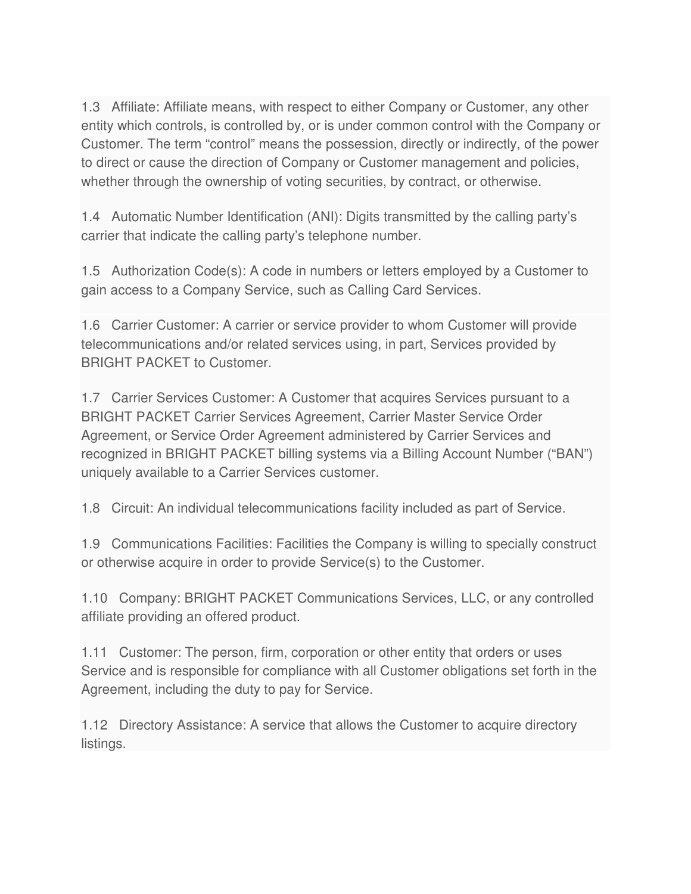1.3 Affiliate: Affiliate means, with respect to either Company or Customer, any other entity which controls, is controlled by, or is under common control with the Company or Customer. The term “control” means the possession, directly or indirectly, of the power to direct or cause the direction of Company or Customer management and policies, whether through the ownership of voting securities, by contract, or otherwise.

1.4 Automatic Number Identification (ANI): Digits transmitted by the calling party’s carrier that indicate the calling party’s telephone number.

1.5 Authorization Code(s): A code in numbers or letters employed by a Customer to gain access to a Company Service, such as Calling Card Services.

1.6 Carrier Customer: A carrier or service provider to whom Customer will provide telecommunications and/or related services using, in part, Services provided by BRIGHT PACKET to Customer.

1.7 Carrier Services Customer: A Customer that acquires Services pursuant to a BRIGHT PACKET Carrier Services Agreement, Carrier Master Service Order Agreement, or Service Order Agreement administered by Carrier Services and recognized in BRIGHT PACKET billing systems via a Billing Account Number (“BAN”) uniquely available to a Carrier Services customer.

1.8 Circuit: An individual telecommunications facility included as part of Service.

1.9 Communications Facilities: Facilities the Company is willing to specially construct or otherwise acquire in order to provide Service(s) to the Customer.

1.10 Company: BRIGHT PACKET Communications Services, LLC, or any controlled affiliate providing an offered product.

1.11 Customer: The person, firm, corporation or other entity that orders or uses Service and is responsible for compliance with all Customer obligations set forth in the Agreement, including the duty to pay for Service.

1.12 Directory Assistance: A service that allows the Customer to acquire directory listings.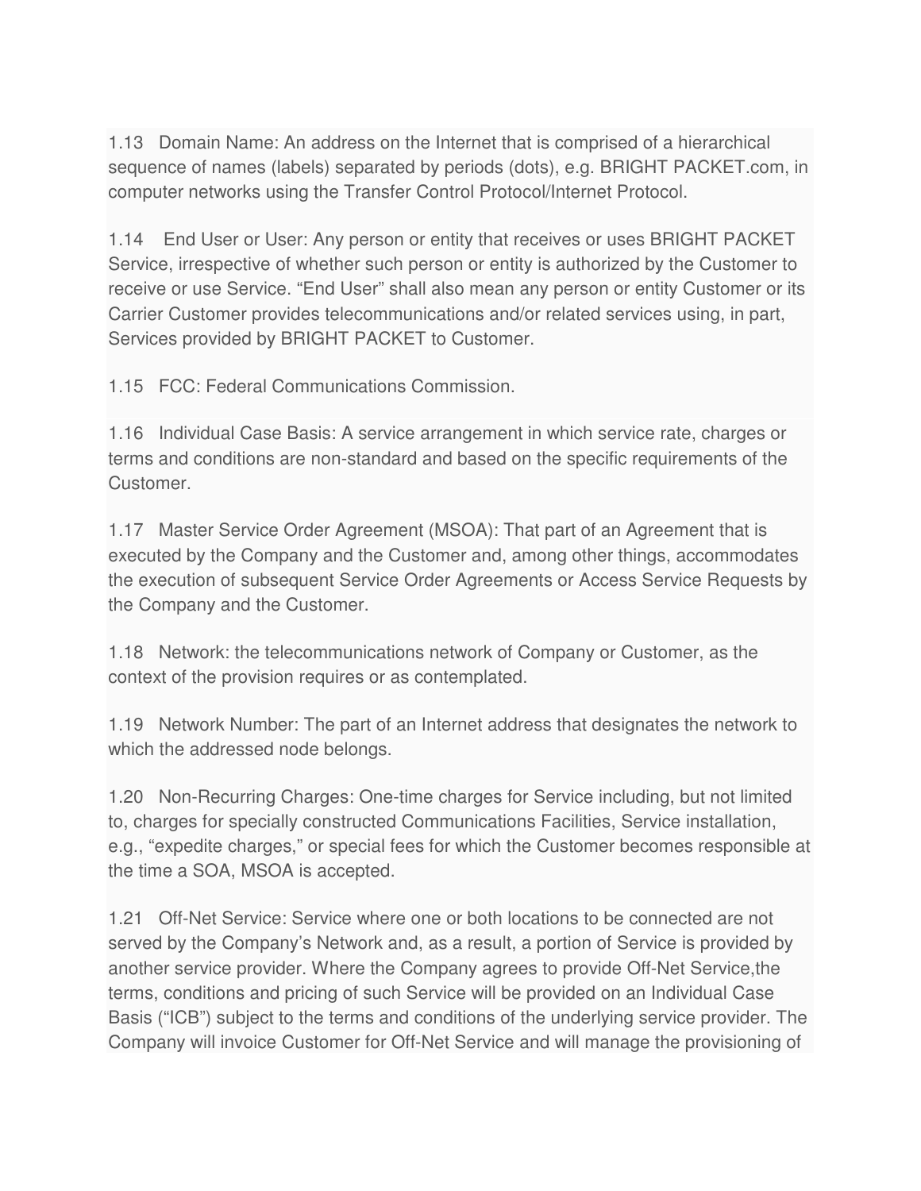1.13 Domain Name: An address on the Internet that is comprised of a hierarchical sequence of names (labels) separated by periods (dots), e.g. BRIGHT PACKET.com, in computer networks using the Transfer Control Protocol/Internet Protocol.

1.14 End User or User: Any person or entity that receives or uses BRIGHT PACKET Service, irrespective of whether such person or entity is authorized by the Customer to receive or use Service. "End User" shall also mean any person or entity Customer or its Carrier Customer provides telecommunications and/or related services using, in part, Services provided by BRIGHT PACKET to Customer.

1.15 FCC: Federal Communications Commission.

1.16 Individual Case Basis: A service arrangement in which service rate, charges or terms and conditions are non-standard and based on the specific requirements of the Customer.

1.17 Master Service Order Agreement (MSOA): That part of an Agreement that is executed by the Company and the Customer and, among other things, accommodates the execution of subsequent Service Order Agreements or Access Service Requests by the Company and the Customer.

1.18 Network: the telecommunications network of Company or Customer, as the context of the provision requires or as contemplated.

1.19 Network Number: The part of an Internet address that designates the network to which the addressed node belongs.

1.20 Non-Recurring Charges: One-time charges for Service including, but not limited to, charges for specially constructed Communications Facilities, Service installation, e.g., "expedite charges," or special fees for which the Customer becomes responsible at the time a SOA, MSOA is accepted.

1.21 Off-Net Service: Service where one or both locations to be connected are not served by the Company's Network and, as a result, a portion of Service is provided by another service provider. Where the Company agrees to provide Off-Net Service,the terms, conditions and pricing of such Service will be provided on an Individual Case Basis ("ICB") subject to the terms and conditions of the underlying service provider. The Company will invoice Customer for Off-Net Service and will manage the provisioning of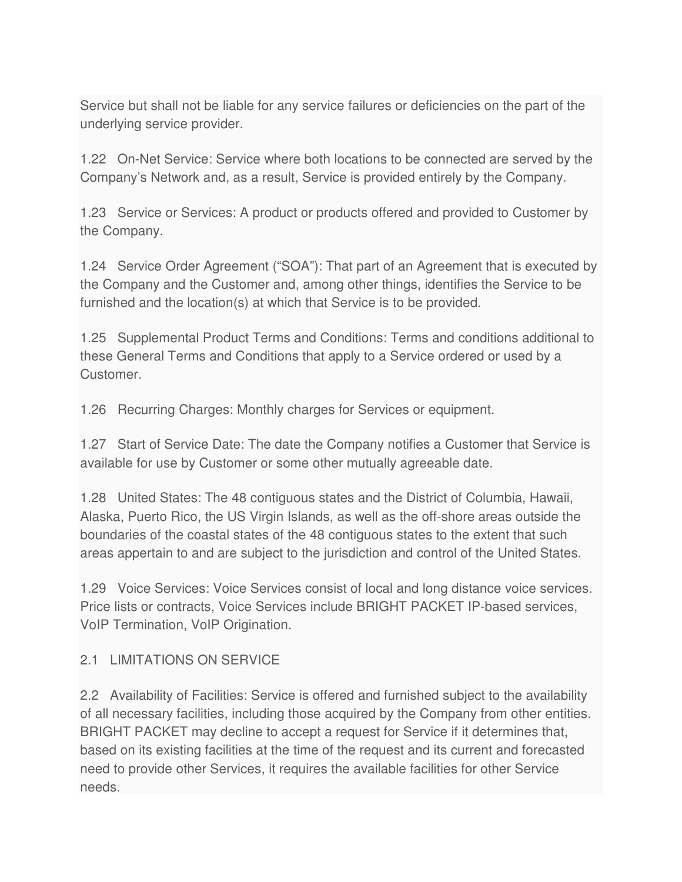Service but shall not be liable for any service failures or deficiencies on the part of the underlying service provider.

1.22 On-Net Service: Service where both locations to be connected are served by the Company's Network and, as a result, Service is provided entirely by the Company.

1.23 Service or Services: A product or products offered and provided to Customer by the Company.

1.24 Service Order Agreement ("SOA"): That part of an Agreement that is executed by the Company and the Customer and, among other things, identifies the Service to be furnished and the location(s) at which that Service is to be provided.

1.25 Supplemental Product Terms and Conditions: Terms and conditions additional to these General Terms and Conditions that apply to a Service ordered or used by a Customer.

1.26 Recurring Charges: Monthly charges for Services or equipment.

1.27 Start of Service Date: The date the Company notifies a Customer that Service is available for use by Customer or some other mutually agreeable date.

1.28 United States: The 48 contiguous states and the District of Columbia, Hawaii, Alaska, Puerto Rico, the US Virgin Islands, as well as the off-shore areas outside the boundaries of the coastal states of the 48 contiguous states to the extent that such areas appertain to and are subject to the jurisdiction and control of the United States.

1.29 Voice Services: Voice Services consist of local and long distance voice services. Price lists or contracts, Voice Services include BRIGHT PACKET IP-based services, VoIP Termination, VoIP Origination.

2.1 LIMITATIONS ON SERVICE

2.2 Availability of Facilities: Service is offered and furnished subject to the availability of all necessary facilities, including those acquired by the Company from other entities. BRIGHT PACKET may decline to accept a request for Service if it determines that, based on its existing facilities at the time of the request and its current and forecasted need to provide other Services, it requires the available facilities for other Service needs.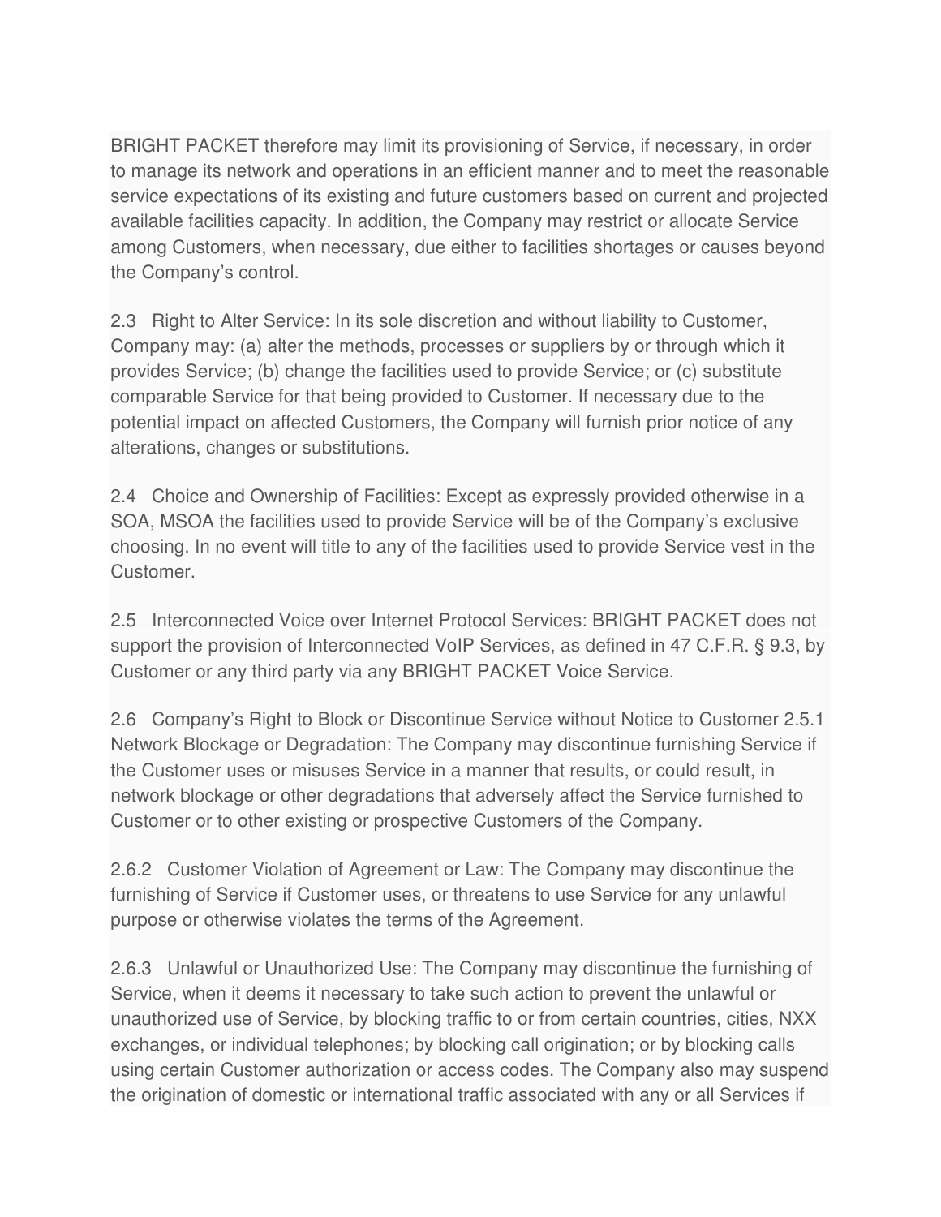BRIGHT PACKET therefore may limit its provisioning of Service, if necessary, in order to manage its network and operations in an efficient manner and to meet the reasonable service expectations of its existing and future customers based on current and projected available facilities capacity. In addition, the Company may restrict or allocate Service among Customers, when necessary, due either to facilities shortages or causes beyond the Company's control.

2.3 Right to Alter Service: In its sole discretion and without liability to Customer, Company may: (a) alter the methods, processes or suppliers by or through which it provides Service; (b) change the facilities used to provide Service; or (c) substitute comparable Service for that being provided to Customer. If necessary due to the potential impact on affected Customers, the Company will furnish prior notice of any alterations, changes or substitutions.

2.4 Choice and Ownership of Facilities: Except as expressly provided otherwise in a SOA, MSOA the facilities used to provide Service will be of the Company's exclusive choosing. In no event will title to any of the facilities used to provide Service vest in the Customer.

2.5 Interconnected Voice over Internet Protocol Services: BRIGHT PACKET does not support the provision of Interconnected VoIP Services, as defined in 47 C.F.R. § 9.3, by Customer or any third party via any BRIGHT PACKET Voice Service.

2.6 Company's Right to Block or Discontinue Service without Notice to Customer 2.5.1 Network Blockage or Degradation: The Company may discontinue furnishing Service if the Customer uses or misuses Service in a manner that results, or could result, in network blockage or other degradations that adversely affect the Service furnished to Customer or to other existing or prospective Customers of the Company.

2.6.2 Customer Violation of Agreement or Law: The Company may discontinue the furnishing of Service if Customer uses, or threatens to use Service for any unlawful purpose or otherwise violates the terms of the Agreement.

2.6.3 Unlawful or Unauthorized Use: The Company may discontinue the furnishing of Service, when it deems it necessary to take such action to prevent the unlawful or unauthorized use of Service, by blocking traffic to or from certain countries, cities, NXX exchanges, or individual telephones; by blocking call origination; or by blocking calls using certain Customer authorization or access codes. The Company also may suspend the origination of domestic or international traffic associated with any or all Services if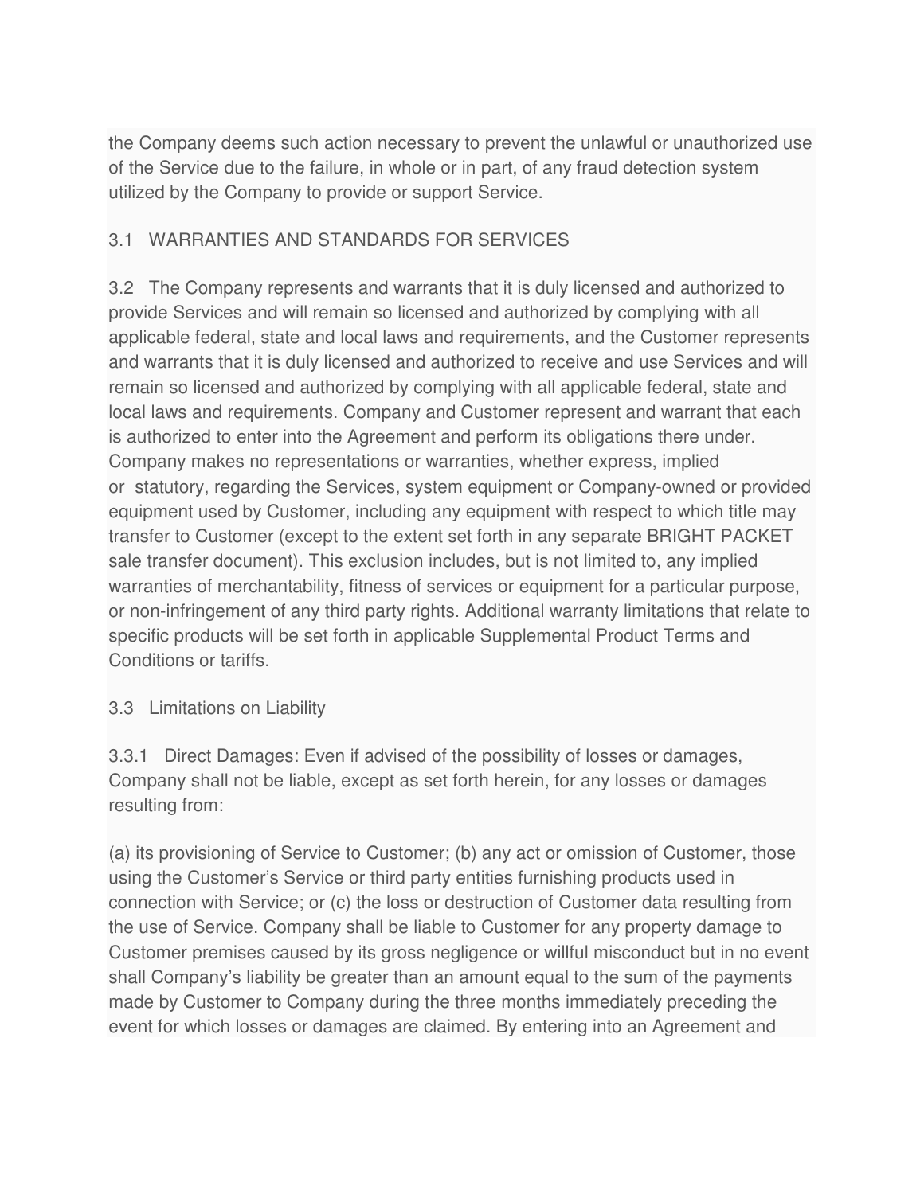the Company deems such action necessary to prevent the unlawful or unauthorized use of the Service due to the failure, in whole or in part, of any fraud detection system utilized by the Company to provide or support Service.

3.1 WARRANTIES AND STANDARDS FOR SERVICES

3.2 The Company represents and warrants that it is duly licensed and authorized to provide Services and will remain so licensed and authorized by complying with all applicable federal, state and local laws and requirements, and the Customer represents and warrants that it is duly licensed and authorized to receive and use Services and will remain so licensed and authorized by complying with all applicable federal, state and local laws and requirements. Company and Customer represent and warrant that each is authorized to enter into the Agreement and perform its obligations there under. Company makes no representations or warranties, whether express, implied or statutory, regarding the Services, system equipment or Company-owned or provided equipment used by Customer, including any equipment with respect to which title may transfer to Customer (except to the extent set forth in any separate BRIGHT PACKET sale transfer document). This exclusion includes, but is not limited to, any implied warranties of merchantability, fitness of services or equipment for a particular purpose, or non-infringement of any third party rights. Additional warranty limitations that relate to specific products will be set forth in applicable Supplemental Product Terms and Conditions or tariffs.

3.3 Limitations on Liability

3.3.1 Direct Damages: Even if advised of the possibility of losses or damages, Company shall not be liable, except as set forth herein, for any losses or damages resulting from:

(a) its provisioning of Service to Customer; (b) any act or omission of Customer, those using the Customer's Service or third party entities furnishing products used in connection with Service; or (c) the loss or destruction of Customer data resulting from the use of Service. Company shall be liable to Customer for any property damage to Customer premises caused by its gross negligence or willful misconduct but in no event shall Company's liability be greater than an amount equal to the sum of the payments made by Customer to Company during the three months immediately preceding the event for which losses or damages are claimed. By entering into an Agreement and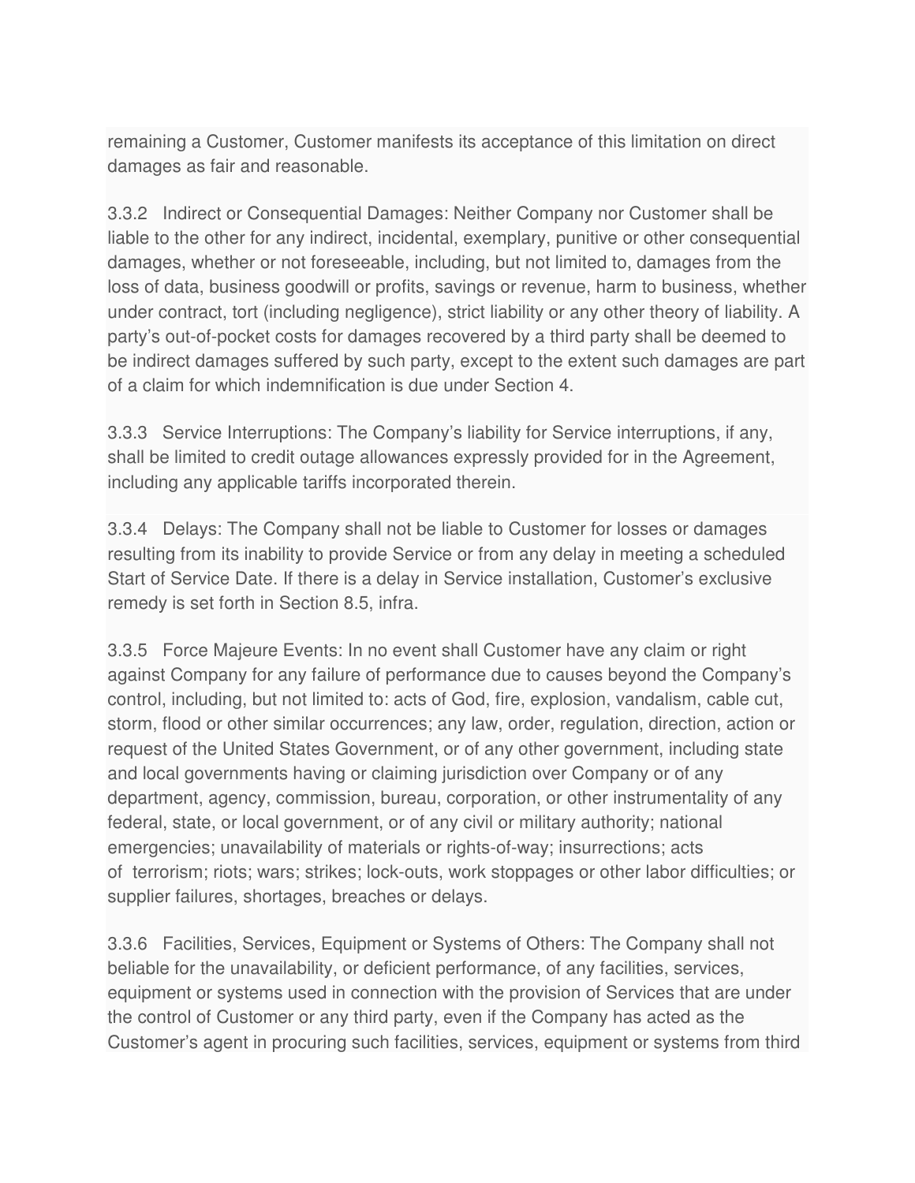remaining a Customer, Customer manifests its acceptance of this limitation on direct damages as fair and reasonable.

3.3.2 Indirect or Consequential Damages: Neither Company nor Customer shall be liable to the other for any indirect, incidental, exemplary, punitive or other consequential damages, whether or not foreseeable, including, but not limited to, damages from the loss of data, business goodwill or profits, savings or revenue, harm to business, whether under contract, tort (including negligence), strict liability or any other theory of liability. A party's out-of-pocket costs for damages recovered by a third party shall be deemed to be indirect damages suffered by such party, except to the extent such damages are part of a claim for which indemnification is due under Section 4.

3.3.3 Service Interruptions: The Company's liability for Service interruptions, if any, shall be limited to credit outage allowances expressly provided for in the Agreement, including any applicable tariffs incorporated therein.

3.3.4 Delays: The Company shall not be liable to Customer for losses or damages resulting from its inability to provide Service or from any delay in meeting a scheduled Start of Service Date. If there is a delay in Service installation, Customer's exclusive remedy is set forth in Section 8.5, infra.

3.3.5 Force Majeure Events: In no event shall Customer have any claim or right against Company for any failure of performance due to causes beyond the Company's control, including, but not limited to: acts of God, fire, explosion, vandalism, cable cut, storm, flood or other similar occurrences; any law, order, regulation, direction, action or request of the United States Government, or of any other government, including state and local governments having or claiming jurisdiction over Company or of any department, agency, commission, bureau, corporation, or other instrumentality of any federal, state, or local government, or of any civil or military authority; national emergencies; unavailability of materials or rights-of-way; insurrections; acts of terrorism; riots; wars; strikes; lock-outs, work stoppages or other labor difficulties; or supplier failures, shortages, breaches or delays.

3.3.6 Facilities, Services, Equipment or Systems of Others: The Company shall not beliable for the unavailability, or deficient performance, of any facilities, services, equipment or systems used in connection with the provision of Services that are under the control of Customer or any third party, even if the Company has acted as the Customer's agent in procuring such facilities, services, equipment or systems from third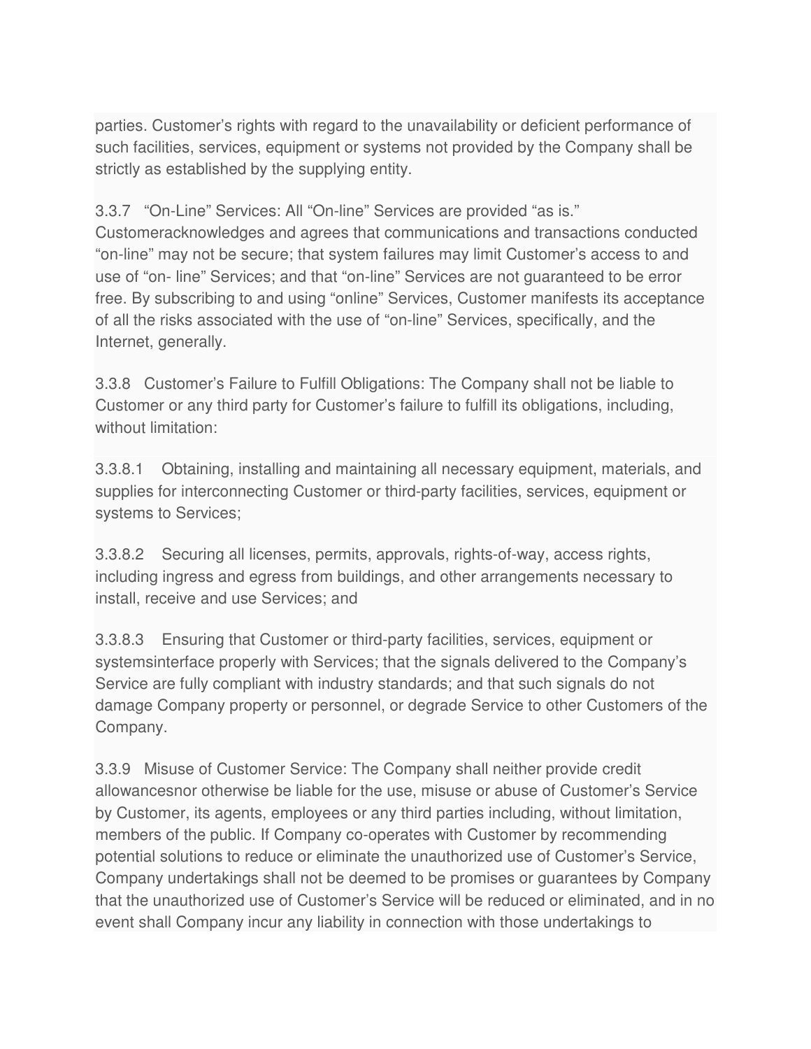parties. Customer's rights with regard to the unavailability or deficient performance of such facilities, services, equipment or systems not provided by the Company shall be strictly as established by the supplying entity.

3.3.7 "On-Line" Services: All "On-line" Services are provided "as is." Customeracknowledges and agrees that communications and transactions conducted "on-line" may not be secure; that system failures may limit Customer's access to and use of "on- line" Services; and that "on-line" Services are not guaranteed to be error free. By subscribing to and using "online" Services, Customer manifests its acceptance of all the risks associated with the use of "on-line" Services, specifically, and the Internet, generally.

3.3.8 Customer's Failure to Fulfill Obligations: The Company shall not be liable to Customer or any third party for Customer's failure to fulfill its obligations, including, without limitation:

3.3.8.1 Obtaining, installing and maintaining all necessary equipment, materials, and supplies for interconnecting Customer or third-party facilities, services, equipment or systems to Services;

3.3.8.2 Securing all licenses, permits, approvals, rights-of-way, access rights, including ingress and egress from buildings, and other arrangements necessary to install, receive and use Services; and

3.3.8.3 Ensuring that Customer or third-party facilities, services, equipment or systemsinterface properly with Services; that the signals delivered to the Company's Service are fully compliant with industry standards; and that such signals do not damage Company property or personnel, or degrade Service to other Customers of the Company.

3.3.9 Misuse of Customer Service: The Company shall neither provide credit allowancesnor otherwise be liable for the use, misuse or abuse of Customer's Service by Customer, its agents, employees or any third parties including, without limitation, members of the public. If Company co-operates with Customer by recommending potential solutions to reduce or eliminate the unauthorized use of Customer's Service, Company undertakings shall not be deemed to be promises or guarantees by Company that the unauthorized use of Customer's Service will be reduced or eliminated, and in no event shall Company incur any liability in connection with those undertakings to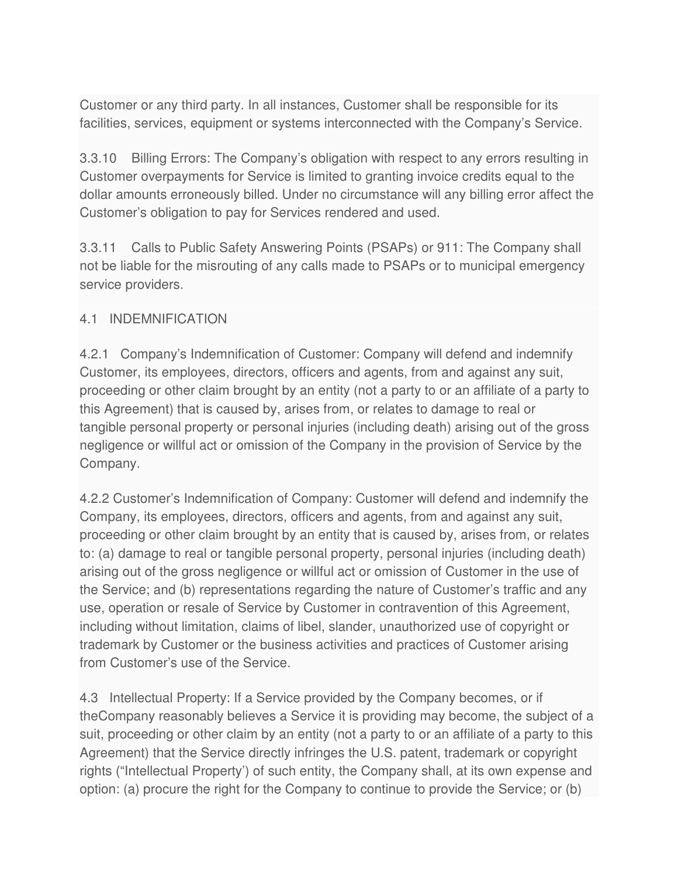Customer or any third party. In all instances, Customer shall be responsible for its facilities, services, equipment or systems interconnected with the Company's Service.

3.3.10 Billing Errors: The Company's obligation with respect to any errors resulting in Customer overpayments for Service is limited to granting invoice credits equal to the dollar amounts erroneously billed. Under no circumstance will any billing error affect the Customer's obligation to pay for Services rendered and used.

3.3.11 Calls to Public Safety Answering Points (PSAPs) or 911: The Company shall not be liable for the misrouting of any calls made to PSAPs or to municipal emergency service providers.

4.1 INDEMNIFICATION

4.2.1 Company's Indemnification of Customer: Company will defend and indemnify Customer, its employees, directors, officers and agents, from and against any suit, proceeding or other claim brought by an entity (not a party to or an affiliate of a party to this Agreement) that is caused by, arises from, or relates to damage to real or tangible personal property or personal injuries (including death) arising out of the gross negligence or willful act or omission of the Company in the provision of Service by the Company.

4.2.2 Customer's Indemnification of Company: Customer will defend and indemnify the Company, its employees, directors, officers and agents, from and against any suit, proceeding or other claim brought by an entity that is caused by, arises from, or relates to: (a) damage to real or tangible personal property, personal injuries (including death) arising out of the gross negligence or willful act or omission of Customer in the use of the Service; and (b) representations regarding the nature of Customer's traffic and any use, operation or resale of Service by Customer in contravention of this Agreement, including without limitation, claims of libel, slander, unauthorized use of copyright or trademark by Customer or the business activities and practices of Customer arising from Customer's use of the Service.

4.3 Intellectual Property: If a Service provided by the Company becomes, or if theCompany reasonably believes a Service it is providing may become, the subject of a suit, proceeding or other claim by an entity (not a party to or an affiliate of a party to this Agreement) that the Service directly infringes the U.S. patent, trademark or copyright rights ("Intellectual Property') of such entity, the Company shall, at its own expense and option: (a) procure the right for the Company to continue to provide the Service; or (b)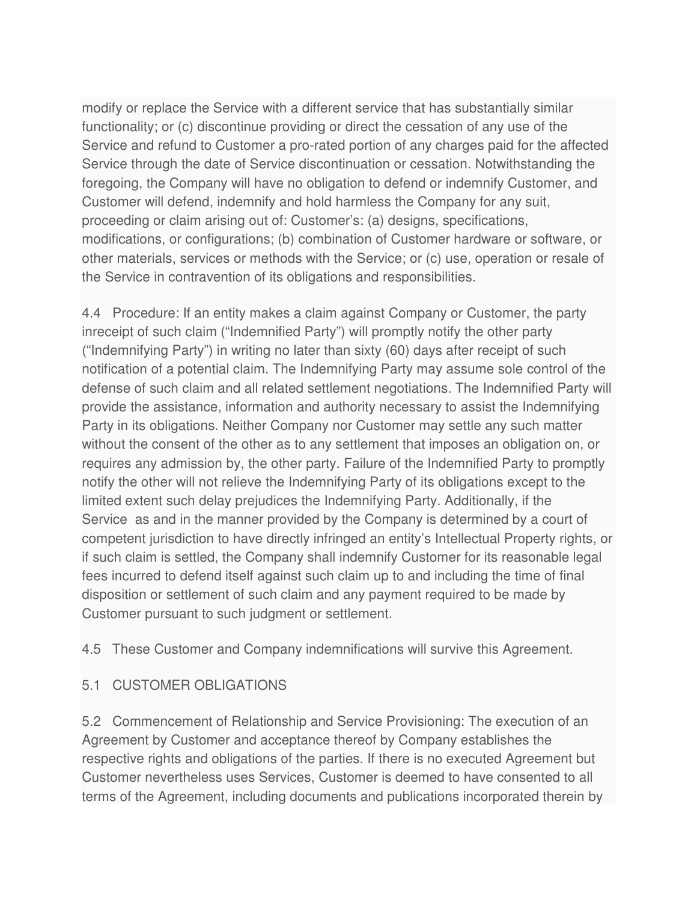modify or replace the Service with a different service that has substantially similar functionality; or (c) discontinue providing or direct the cessation of any use of the Service and refund to Customer a pro-rated portion of any charges paid for the affected Service through the date of Service discontinuation or cessation. Notwithstanding the foregoing, the Company will have no obligation to defend or indemnify Customer, and Customer will defend, indemnify and hold harmless the Company for any suit, proceeding or claim arising out of: Customer's: (a) designs, specifications, modifications, or configurations; (b) combination of Customer hardware or software, or other materials, services or methods with the Service; or (c) use, operation or resale of the Service in contravention of its obligations and responsibilities.

4.4 Procedure: If an entity makes a claim against Company or Customer, the party inreceipt of such claim ("Indemnified Party") will promptly notify the other party ("Indemnifying Party") in writing no later than sixty (60) days after receipt of such notification of a potential claim. The Indemnifying Party may assume sole control of the defense of such claim and all related settlement negotiations. The Indemnified Party will provide the assistance, information and authority necessary to assist the Indemnifying Party in its obligations. Neither Company nor Customer may settle any such matter without the consent of the other as to any settlement that imposes an obligation on, or requires any admission by, the other party. Failure of the Indemnified Party to promptly notify the other will not relieve the Indemnifying Party of its obligations except to the limited extent such delay prejudices the Indemnifying Party. Additionally, if the Service as and in the manner provided by the Company is determined by a court of competent jurisdiction to have directly infringed an entity's Intellectual Property rights, or if such claim is settled, the Company shall indemnify Customer for its reasonable legal fees incurred to defend itself against such claim up to and including the time of final disposition or settlement of such claim and any payment required to be made by Customer pursuant to such judgment or settlement.

4.5 These Customer and Company indemnifications will survive this Agreement.

5.1 CUSTOMER OBLIGATIONS

5.2 Commencement of Relationship and Service Provisioning: The execution of an Agreement by Customer and acceptance thereof by Company establishes the respective rights and obligations of the parties. If there is no executed Agreement but Customer nevertheless uses Services, Customer is deemed to have consented to all terms of the Agreement, including documents and publications incorporated therein by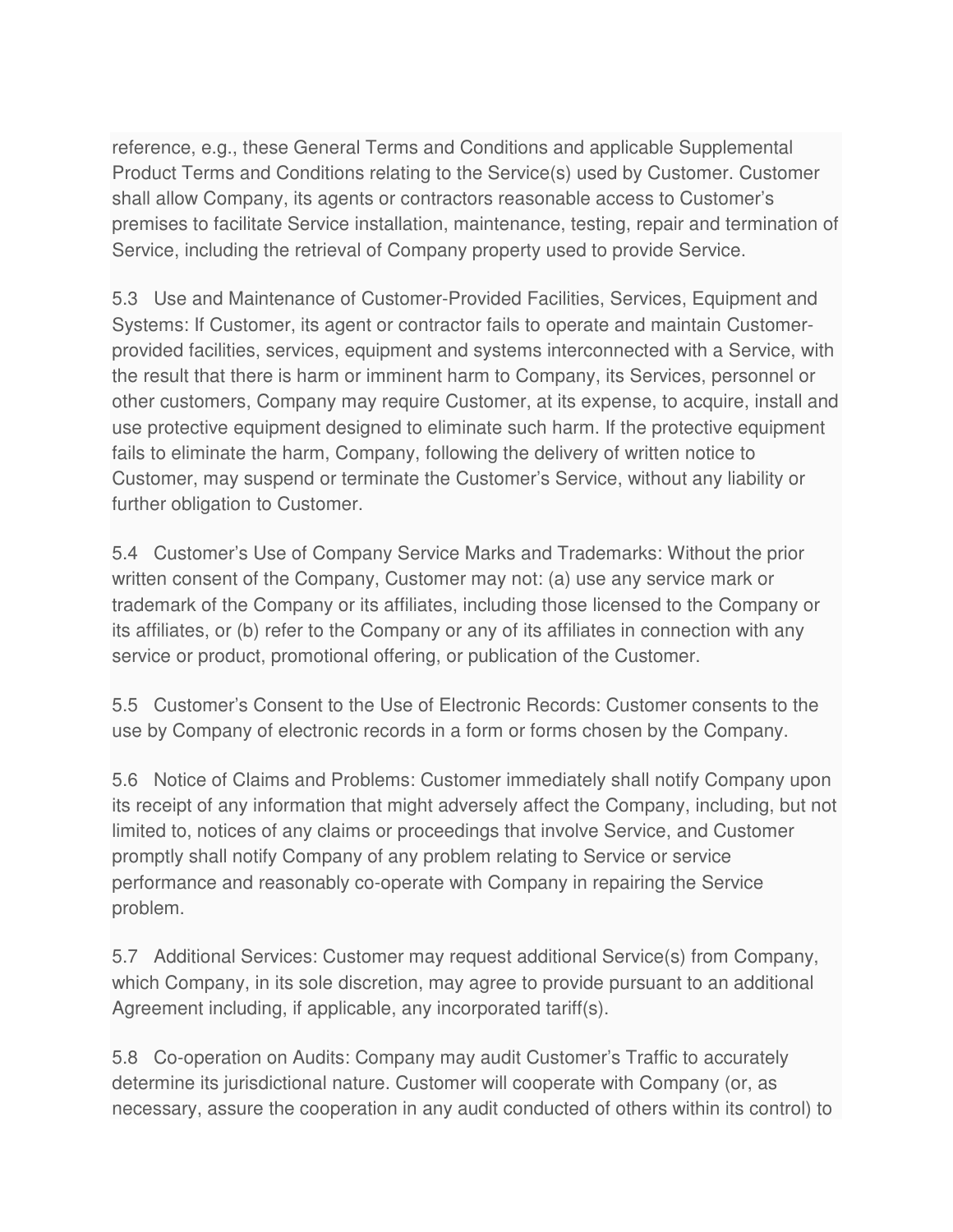reference, e.g., these General Terms and Conditions and applicable Supplemental Product Terms and Conditions relating to the Service(s) used by Customer. Customer shall allow Company, its agents or contractors reasonable access to Customer's premises to facilitate Service installation, maintenance, testing, repair and termination of Service, including the retrieval of Company property used to provide Service.

5.3 Use and Maintenance of Customer-Provided Facilities, Services, Equipment and Systems: If Customer, its agent or contractor fails to operate and maintain Customer-provided facilities, services, equipment and systems interconnected with a Service, with the result that there is harm or imminent harm to Company, its Services, personnel or other customers, Company may require Customer, at its expense, to acquire, install and use protective equipment designed to eliminate such harm. If the protective equipment fails to eliminate the harm, Company, following the delivery of written notice to Customer, may suspend or terminate the Customer's Service, without any liability or further obligation to Customer.

5.4 Customer's Use of Company Service Marks and Trademarks: Without the prior written consent of the Company, Customer may not: (a) use any service mark or trademark of the Company or its affiliates, including those licensed to the Company or its affiliates, or (b) refer to the Company or any of its affiliates in connection with any service or product, promotional offering, or publication of the Customer.

5.5 Customer's Consent to the Use of Electronic Records: Customer consents to the use by Company of electronic records in a form or forms chosen by the Company.

5.6 Notice of Claims and Problems: Customer immediately shall notify Company upon its receipt of any information that might adversely affect the Company, including, but not limited to, notices of any claims or proceedings that involve Service, and Customer promptly shall notify Company of any problem relating to Service or service performance and reasonably co-operate with Company in repairing the Service problem.

5.7 Additional Services: Customer may request additional Service(s) from Company, which Company, in its sole discretion, may agree to provide pursuant to an additional Agreement including, if applicable, any incorporated tariff(s).

5.8 Co-operation on Audits: Company may audit Customer's Traffic to accurately determine its jurisdictional nature. Customer will cooperate with Company (or, as necessary, assure the cooperation in any audit conducted of others within its control) to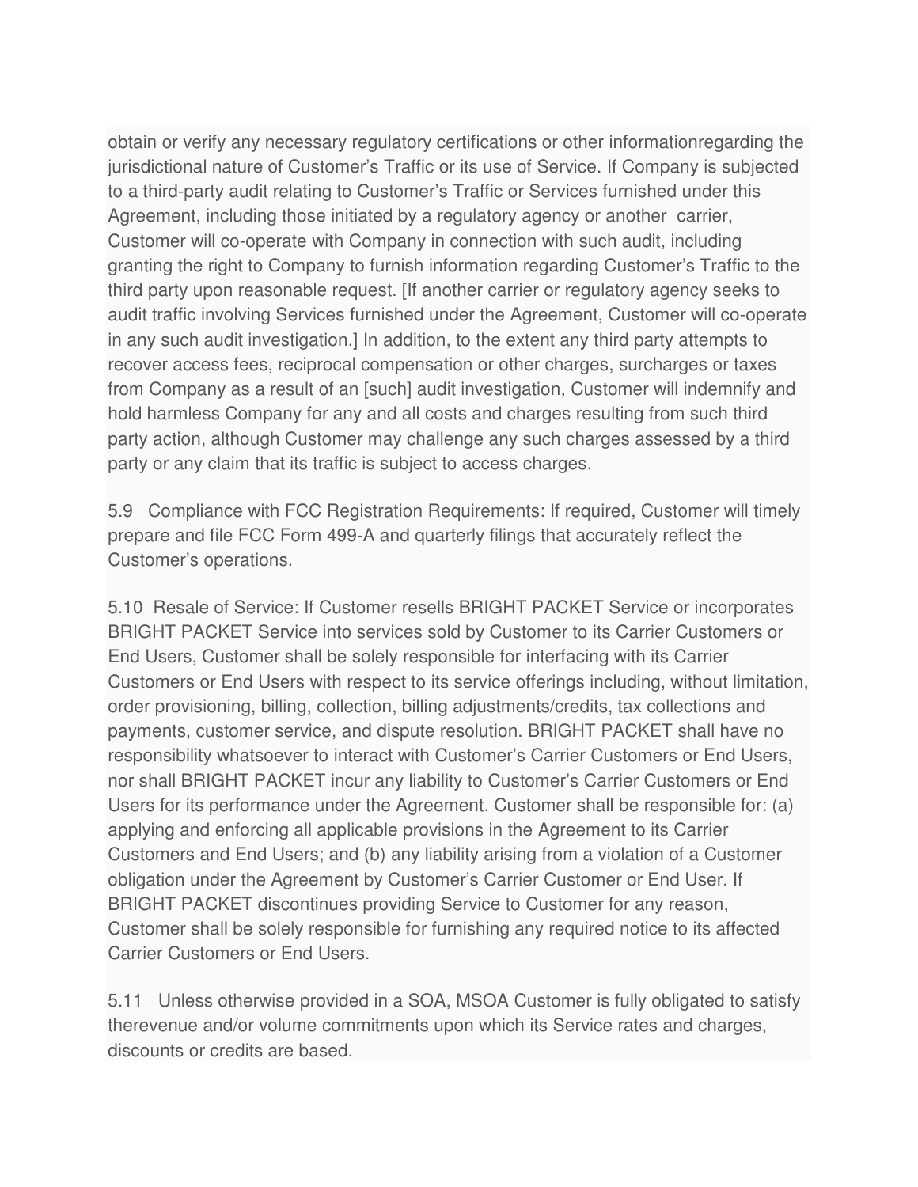obtain or verify any necessary regulatory certifications or other informationregarding the jurisdictional nature of Customer's Traffic or its use of Service. If Company is subjected to a third-party audit relating to Customer's Traffic or Services furnished under this Agreement, including those initiated by a regulatory agency or another carrier, Customer will co-operate with Company in connection with such audit, including granting the right to Company to furnish information regarding Customer's Traffic to the third party upon reasonable request. [If another carrier or regulatory agency seeks to audit traffic involving Services furnished under the Agreement, Customer will co-operate in any such audit investigation.] In addition, to the extent any third party attempts to recover access fees, reciprocal compensation or other charges, surcharges or taxes from Company as a result of an [such] audit investigation, Customer will indemnify and hold harmless Company for any and all costs and charges resulting from such third party action, although Customer may challenge any such charges assessed by a third party or any claim that its traffic is subject to access charges.

5.9 Compliance with FCC Registration Requirements: If required, Customer will timely prepare and file FCC Form 499-A and quarterly filings that accurately reflect the Customer's operations.

5.10 Resale of Service: If Customer resells BRIGHT PACKET Service or incorporates BRIGHT PACKET Service into services sold by Customer to its Carrier Customers or End Users, Customer shall be solely responsible for interfacing with its Carrier Customers or End Users with respect to its service offerings including, without limitation, order provisioning, billing, collection, billing adjustments/credits, tax collections and payments, customer service, and dispute resolution. BRIGHT PACKET shall have no responsibility whatsoever to interact with Customer's Carrier Customers or End Users, nor shall BRIGHT PACKET incur any liability to Customer's Carrier Customers or End Users for its performance under the Agreement. Customer shall be responsible for: (a) applying and enforcing all applicable provisions in the Agreement to its Carrier Customers and End Users; and (b) any liability arising from a violation of a Customer obligation under the Agreement by Customer's Carrier Customer or End User. If BRIGHT PACKET discontinues providing Service to Customer for any reason, Customer shall be solely responsible for furnishing any required notice to its affected Carrier Customers or End Users.

5.11 Unless otherwise provided in a SOA, MSOA Customer is fully obligated to satisfy therevenue and/or volume commitments upon which its Service rates and charges, discounts or credits are based.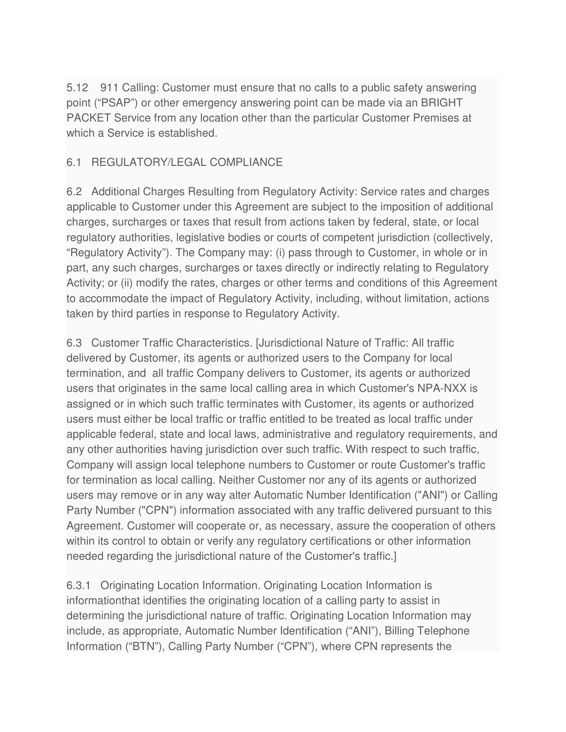5.12 911 Calling: Customer must ensure that no calls to a public safety answering point (“PSAP”) or other emergency answering point can be made via an BRIGHT PACKET Service from any location other than the particular Customer Premises at which a Service is established.

6.1 REGULATORY/LEGAL COMPLIANCE

6.2 Additional Charges Resulting from Regulatory Activity: Service rates and charges applicable to Customer under this Agreement are subject to the imposition of additional charges, surcharges or taxes that result from actions taken by federal, state, or local regulatory authorities, legislative bodies or courts of competent jurisdiction (collectively, “Regulatory Activity”). The Company may: (i) pass through to Customer, in whole or in part, any such charges, surcharges or taxes directly or indirectly relating to Regulatory Activity; or (ii) modify the rates, charges or other terms and conditions of this Agreement to accommodate the impact of Regulatory Activity, including, without limitation, actions taken by third parties in response to Regulatory Activity.

6.3 Customer Traffic Characteristics. [Jurisdictional Nature of Traffic: All traffic delivered by Customer, its agents or authorized users to the Company for local termination, and all traffic Company delivers to Customer, its agents or authorized users that originates in the same local calling area in which Customer's NPA-NXX is assigned or in which such traffic terminates with Customer, its agents or authorized users must either be local traffic or traffic entitled to be treated as local traffic under applicable federal, state and local laws, administrative and regulatory requirements, and any other authorities having jurisdiction over such traffic. With respect to such traffic, Company will assign local telephone numbers to Customer or route Customer's traffic for termination as local calling. Neither Customer nor any of its agents or authorized users may remove or in any way alter Automatic Number Identification ("ANI") or Calling Party Number ("CPN") information associated with any traffic delivered pursuant to this Agreement. Customer will cooperate or, as necessary, assure the cooperation of others within its control to obtain or verify any regulatory certifications or other information needed regarding the jurisdictional nature of the Customer's traffic.]

6.3.1 Originating Location Information. Originating Location Information is informationthat identifies the originating location of a calling party to assist in determining the jurisdictional nature of traffic. Originating Location Information may include, as appropriate, Automatic Number Identification (“ANI”), Billing Telephone Information (“BTN”), Calling Party Number (“CPN”), where CPN represents the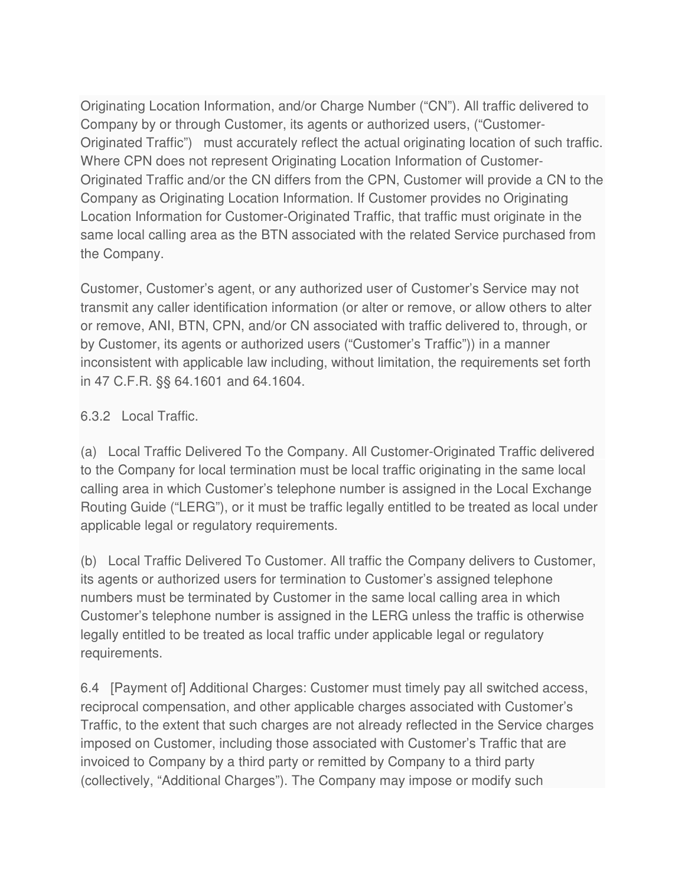Originating Location Information, and/or Charge Number ("CN"). All traffic delivered to Company by or through Customer, its agents or authorized users, ("Customer-Originated Traffic") must accurately reflect the actual originating location of such traffic. Where CPN does not represent Originating Location Information of Customer-Originated Traffic and/or the CN differs from the CPN, Customer will provide a CN to the Company as Originating Location Information. If Customer provides no Originating Location Information for Customer-Originated Traffic, that traffic must originate in the same local calling area as the BTN associated with the related Service purchased from the Company.

Customer, Customer's agent, or any authorized user of Customer's Service may not transmit any caller identification information (or alter or remove, or allow others to alter or remove, ANI, BTN, CPN, and/or CN associated with traffic delivered to, through, or by Customer, its agents or authorized users ("Customer's Traffic")) in a manner inconsistent with applicable law including, without limitation, the requirements set forth in 47 C.F.R. §§ 64.1601 and 64.1604.

6.3.2 Local Traffic.

(a) Local Traffic Delivered To the Company. All Customer-Originated Traffic delivered to the Company for local termination must be local traffic originating in the same local calling area in which Customer's telephone number is assigned in the Local Exchange Routing Guide ("LERG"), or it must be traffic legally entitled to be treated as local under applicable legal or regulatory requirements.

(b) Local Traffic Delivered To Customer. All traffic the Company delivers to Customer, its agents or authorized users for termination to Customer's assigned telephone numbers must be terminated by Customer in the same local calling area in which Customer's telephone number is assigned in the LERG unless the traffic is otherwise legally entitled to be treated as local traffic under applicable legal or regulatory requirements.

6.4 [Payment of] Additional Charges: Customer must timely pay all switched access, reciprocal compensation, and other applicable charges associated with Customer's Traffic, to the extent that such charges are not already reflected in the Service charges imposed on Customer, including those associated with Customer's Traffic that are invoiced to Company by a third party or remitted by Company to a third party (collectively, "Additional Charges"). The Company may impose or modify such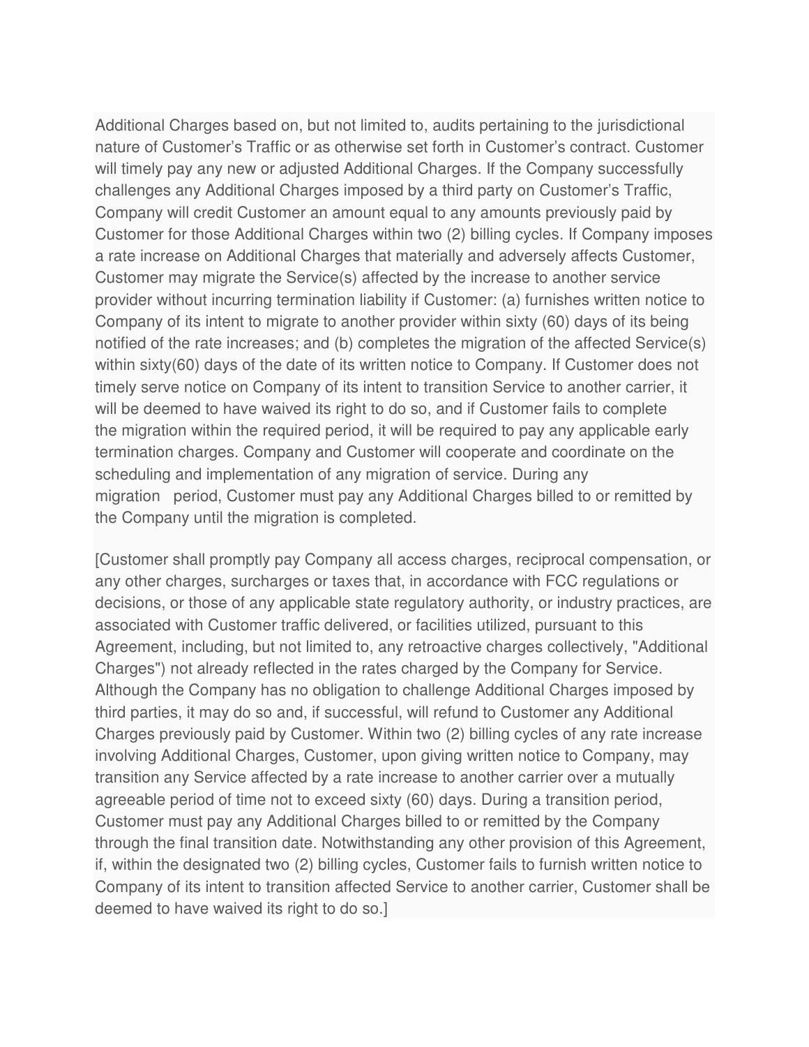Additional Charges based on, but not limited to, audits pertaining to the jurisdictional nature of Customer's Traffic or as otherwise set forth in Customer's contract. Customer will timely pay any new or adjusted Additional Charges. If the Company successfully challenges any Additional Charges imposed by a third party on Customer's Traffic, Company will credit Customer an amount equal to any amounts previously paid by Customer for those Additional Charges within two (2) billing cycles. If Company imposes a rate increase on Additional Charges that materially and adversely affects Customer, Customer may migrate the Service(s) affected by the increase to another service provider without incurring termination liability if Customer: (a) furnishes written notice to Company of its intent to migrate to another provider within sixty (60) days of its being notified of the rate increases; and (b) completes the migration of the affected Service(s) within sixty(60) days of the date of its written notice to Company. If Customer does not timely serve notice on Company of its intent to transition Service to another carrier, it will be deemed to have waived its right to do so, and if Customer fails to complete the migration within the required period, it will be required to pay any applicable early termination charges. Company and Customer will cooperate and coordinate on the scheduling and implementation of any migration of service. During any migration period, Customer must pay any Additional Charges billed to or remitted by the Company until the migration is completed.

[Customer shall promptly pay Company all access charges, reciprocal compensation, or any other charges, surcharges or taxes that, in accordance with FCC regulations or decisions, or those of any applicable state regulatory authority, or industry practices, are associated with Customer traffic delivered, or facilities utilized, pursuant to this Agreement, including, but not limited to, any retroactive charges collectively, "Additional Charges") not already reflected in the rates charged by the Company for Service. Although the Company has no obligation to challenge Additional Charges imposed by third parties, it may do so and, if successful, will refund to Customer any Additional Charges previously paid by Customer. Within two (2) billing cycles of any rate increase involving Additional Charges, Customer, upon giving written notice to Company, may transition any Service affected by a rate increase to another carrier over a mutually agreeable period of time not to exceed sixty (60) days. During a transition period, Customer must pay any Additional Charges billed to or remitted by the Company through the final transition date. Notwithstanding any other provision of this Agreement, if, within the designated two (2) billing cycles, Customer fails to furnish written notice to Company of its intent to transition affected Service to another carrier, Customer shall be deemed to have waived its right to do so.]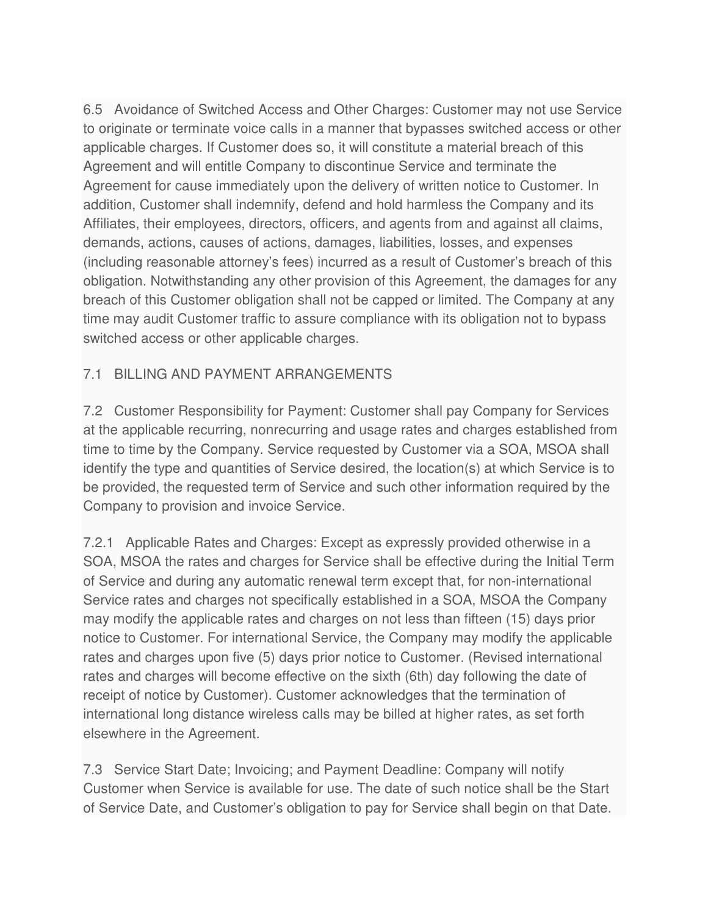6.5 Avoidance of Switched Access and Other Charges: Customer may not use Service to originate or terminate voice calls in a manner that bypasses switched access or other applicable charges. If Customer does so, it will constitute a material breach of this Agreement and will entitle Company to discontinue Service and terminate the Agreement for cause immediately upon the delivery of written notice to Customer. In addition, Customer shall indemnify, defend and hold harmless the Company and its Affiliates, their employees, directors, officers, and agents from and against all claims, demands, actions, causes of actions, damages, liabilities, losses, and expenses (including reasonable attorney's fees) incurred as a result of Customer's breach of this obligation. Notwithstanding any other provision of this Agreement, the damages for any breach of this Customer obligation shall not be capped or limited. The Company at any time may audit Customer traffic to assure compliance with its obligation not to bypass switched access or other applicable charges.

7.1 BILLING AND PAYMENT ARRANGEMENTS

7.2 Customer Responsibility for Payment: Customer shall pay Company for Services at the applicable recurring, nonrecurring and usage rates and charges established from time to time by the Company. Service requested by Customer via a SOA, MSOA shall identify the type and quantities of Service desired, the location(s) at which Service is to be provided, the requested term of Service and such other information required by the Company to provision and invoice Service.

7.2.1 Applicable Rates and Charges: Except as expressly provided otherwise in a SOA, MSOA the rates and charges for Service shall be effective during the Initial Term of Service and during any automatic renewal term except that, for non-international Service rates and charges not specifically established in a SOA, MSOA the Company may modify the applicable rates and charges on not less than fifteen (15) days prior notice to Customer. For international Service, the Company may modify the applicable rates and charges upon five (5) days prior notice to Customer. (Revised international rates and charges will become effective on the sixth (6th) day following the date of receipt of notice by Customer). Customer acknowledges that the termination of international long distance wireless calls may be billed at higher rates, as set forth elsewhere in the Agreement.

7.3 Service Start Date; Invoicing; and Payment Deadline: Company will notify Customer when Service is available for use. The date of such notice shall be the Start of Service Date, and Customer's obligation to pay for Service shall begin on that Date.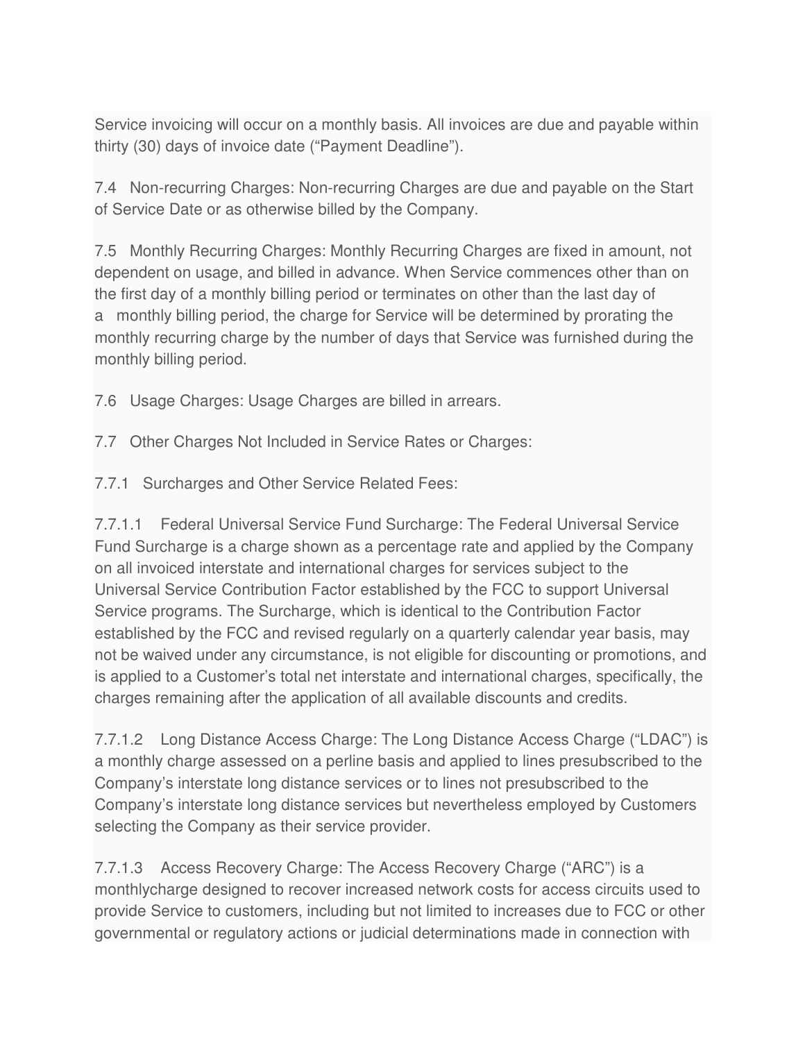Service invoicing will occur on a monthly basis. All invoices are due and payable within thirty (30) days of invoice date (“Payment Deadline”).

7.4 Non-recurring Charges: Non-recurring Charges are due and payable on the Start of Service Date or as otherwise billed by the Company.

7.5 Monthly Recurring Charges: Monthly Recurring Charges are fixed in amount, not dependent on usage, and billed in advance. When Service commences other than on the first day of a monthly billing period or terminates on other than the last day of a monthly billing period, the charge for Service will be determined by prorating the monthly recurring charge by the number of days that Service was furnished during the monthly billing period.

7.6 Usage Charges: Usage Charges are billed in arrears.

7.7 Other Charges Not Included in Service Rates or Charges:

7.7.1 Surcharges and Other Service Related Fees:

7.7.1.1 Federal Universal Service Fund Surcharge: The Federal Universal Service Fund Surcharge is a charge shown as a percentage rate and applied by the Company on all invoiced interstate and international charges for services subject to the Universal Service Contribution Factor established by the FCC to support Universal Service programs. The Surcharge, which is identical to the Contribution Factor established by the FCC and revised regularly on a quarterly calendar year basis, may not be waived under any circumstance, is not eligible for discounting or promotions, and is applied to a Customer’s total net interstate and international charges, specifically, the charges remaining after the application of all available discounts and credits.

7.7.1.2 Long Distance Access Charge: The Long Distance Access Charge (“LDAC”) is a monthly charge assessed on a perline basis and applied to lines presubscribed to the Company’s interstate long distance services or to lines not presubscribed to the Company’s interstate long distance services but nevertheless employed by Customers selecting the Company as their service provider.

7.7.1.3 Access Recovery Charge: The Access Recovery Charge (“ARC”) is a monthlycharge designed to recover increased network costs for access circuits used to provide Service to customers, including but not limited to increases due to FCC or other governmental or regulatory actions or judicial determinations made in connection with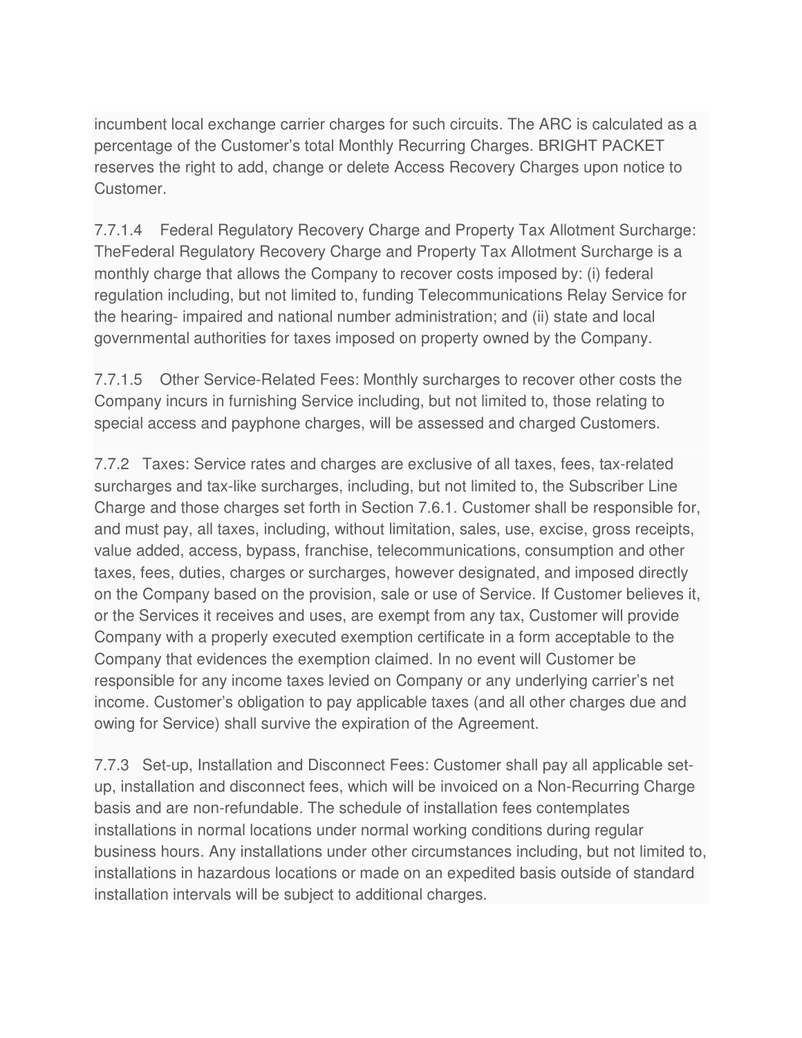incumbent local exchange carrier charges for such circuits. The ARC is calculated as a percentage of the Customer's total Monthly Recurring Charges. BRIGHT PACKET reserves the right to add, change or delete Access Recovery Charges upon notice to Customer.

7.7.1.4 Federal Regulatory Recovery Charge and Property Tax Allotment Surcharge: TheFederal Regulatory Recovery Charge and Property Tax Allotment Surcharge is a monthly charge that allows the Company to recover costs imposed by: (i) federal regulation including, but not limited to, funding Telecommunications Relay Service for the hearing- impaired and national number administration; and (ii) state and local governmental authorities for taxes imposed on property owned by the Company.

7.7.1.5 Other Service-Related Fees: Monthly surcharges to recover other costs the Company incurs in furnishing Service including, but not limited to, those relating to special access and payphone charges, will be assessed and charged Customers.

7.7.2 Taxes: Service rates and charges are exclusive of all taxes, fees, tax-related surcharges and tax-like surcharges, including, but not limited to, the Subscriber Line Charge and those charges set forth in Section 7.6.1. Customer shall be responsible for, and must pay, all taxes, including, without limitation, sales, use, excise, gross receipts, value added, access, bypass, franchise, telecommunications, consumption and other taxes, fees, duties, charges or surcharges, however designated, and imposed directly on the Company based on the provision, sale or use of Service. If Customer believes it, or the Services it receives and uses, are exempt from any tax, Customer will provide Company with a properly executed exemption certificate in a form acceptable to the Company that evidences the exemption claimed. In no event will Customer be responsible for any income taxes levied on Company or any underlying carrier's net income. Customer's obligation to pay applicable taxes (and all other charges due and owing for Service) shall survive the expiration of the Agreement.

7.7.3 Set-up, Installation and Disconnect Fees: Customer shall pay all applicable set-up, installation and disconnect fees, which will be invoiced on a Non-Recurring Charge basis and are non-refundable. The schedule of installation fees contemplates installations in normal locations under normal working conditions during regular business hours. Any installations under other circumstances including, but not limited to, installations in hazardous locations or made on an expedited basis outside of standard installation intervals will be subject to additional charges.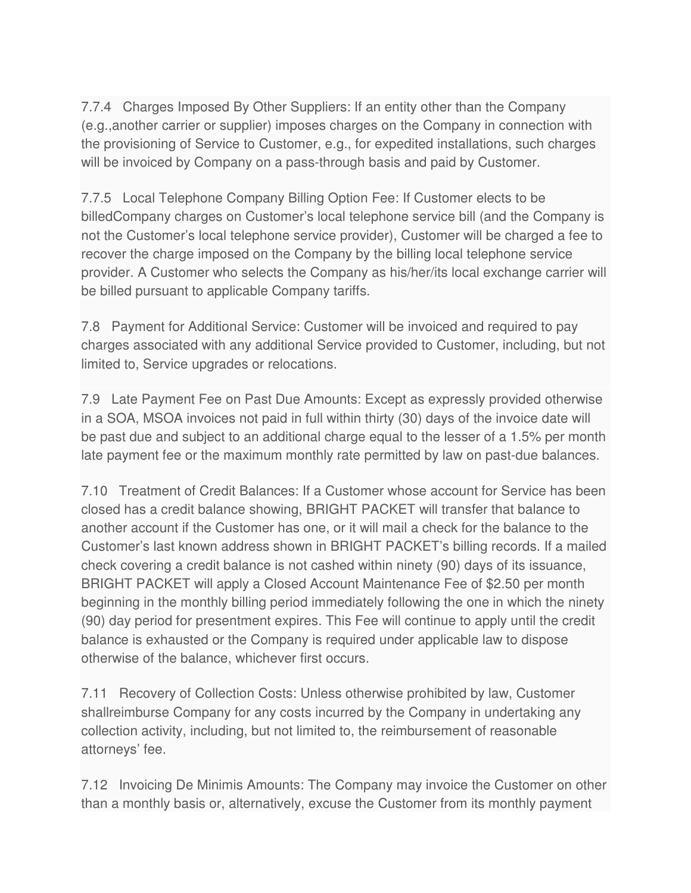7.7.4 Charges Imposed By Other Suppliers: If an entity other than the Company (e.g.,another carrier or supplier) imposes charges on the Company in connection with the provisioning of Service to Customer, e.g., for expedited installations, such charges will be invoiced by Company on a pass-through basis and paid by Customer.

7.7.5 Local Telephone Company Billing Option Fee: If Customer elects to be billedCompany charges on Customer's local telephone service bill (and the Company is not the Customer's local telephone service provider), Customer will be charged a fee to recover the charge imposed on the Company by the billing local telephone service provider. A Customer who selects the Company as his/her/its local exchange carrier will be billed pursuant to applicable Company tariffs.

7.8 Payment for Additional Service: Customer will be invoiced and required to pay charges associated with any additional Service provided to Customer, including, but not limited to, Service upgrades or relocations.

7.9 Late Payment Fee on Past Due Amounts: Except as expressly provided otherwise in a SOA, MSOA invoices not paid in full within thirty (30) days of the invoice date will be past due and subject to an additional charge equal to the lesser of a 1.5% per month late payment fee or the maximum monthly rate permitted by law on past-due balances.

7.10 Treatment of Credit Balances: If a Customer whose account for Service has been closed has a credit balance showing, BRIGHT PACKET will transfer that balance to another account if the Customer has one, or it will mail a check for the balance to the Customer's last known address shown in BRIGHT PACKET's billing records. If a mailed check covering a credit balance is not cashed within ninety (90) days of its issuance, BRIGHT PACKET will apply a Closed Account Maintenance Fee of $2.50 per month beginning in the monthly billing period immediately following the one in which the ninety (90) day period for presentment expires. This Fee will continue to apply until the credit balance is exhausted or the Company is required under applicable law to dispose otherwise of the balance, whichever first occurs.

7.11 Recovery of Collection Costs: Unless otherwise prohibited by law, Customer shallreimburse Company for any costs incurred by the Company in undertaking any collection activity, including, but not limited to, the reimbursement of reasonable attorneys' fee.

7.12 Invoicing De Minimis Amounts: The Company may invoice the Customer on other than a monthly basis or, alternatively, excuse the Customer from its monthly payment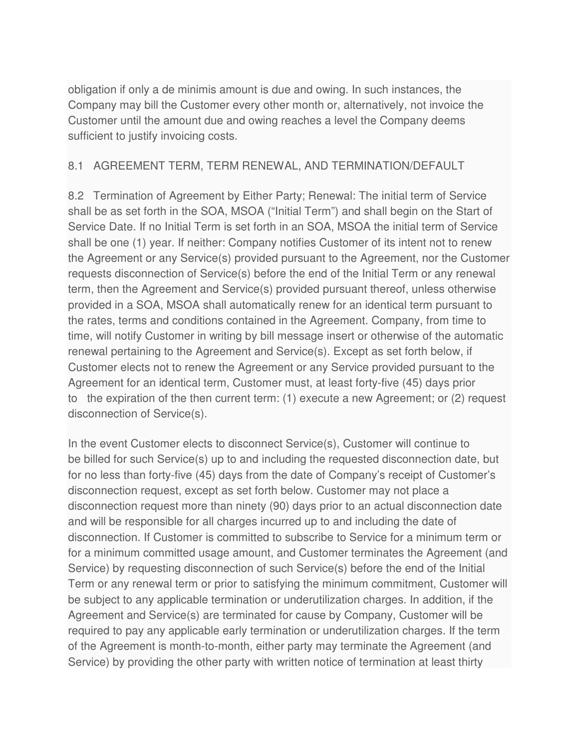obligation if only a de minimis amount is due and owing. In such instances, the Company may bill the Customer every other month or, alternatively, not invoice the Customer until the amount due and owing reaches a level the Company deems sufficient to justify invoicing costs.

8.1 AGREEMENT TERM, TERM RENEWAL, AND TERMINATION/DEFAULT

8.2 Termination of Agreement by Either Party; Renewal: The initial term of Service shall be as set forth in the SOA, MSOA ("Initial Term") and shall begin on the Start of Service Date. If no Initial Term is set forth in an SOA, MSOA the initial term of Service shall be one (1) year. If neither: Company notifies Customer of its intent not to renew the Agreement or any Service(s) provided pursuant to the Agreement, nor the Customer requests disconnection of Service(s) before the end of the Initial Term or any renewal term, then the Agreement and Service(s) provided pursuant thereof, unless otherwise provided in a SOA, MSOA shall automatically renew for an identical term pursuant to the rates, terms and conditions contained in the Agreement. Company, from time to time, will notify Customer in writing by bill message insert or otherwise of the automatic renewal pertaining to the Agreement and Service(s). Except as set forth below, if Customer elects not to renew the Agreement or any Service provided pursuant to the Agreement for an identical term, Customer must, at least forty-five (45) days prior to the expiration of the then current term: (1) execute a new Agreement; or (2) request disconnection of Service(s).

In the event Customer elects to disconnect Service(s), Customer will continue to be billed for such Service(s) up to and including the requested disconnection date, but for no less than forty-five (45) days from the date of Company's receipt of Customer's disconnection request, except as set forth below. Customer may not place a disconnection request more than ninety (90) days prior to an actual disconnection date and will be responsible for all charges incurred up to and including the date of disconnection. If Customer is committed to subscribe to Service for a minimum term or for a minimum committed usage amount, and Customer terminates the Agreement (and Service) by requesting disconnection of such Service(s) before the end of the Initial Term or any renewal term or prior to satisfying the minimum commitment, Customer will be subject to any applicable termination or underutilization charges. In addition, if the Agreement and Service(s) are terminated for cause by Company, Customer will be required to pay any applicable early termination or underutilization charges. If the term of the Agreement is month-to-month, either party may terminate the Agreement (and Service) by providing the other party with written notice of termination at least thirty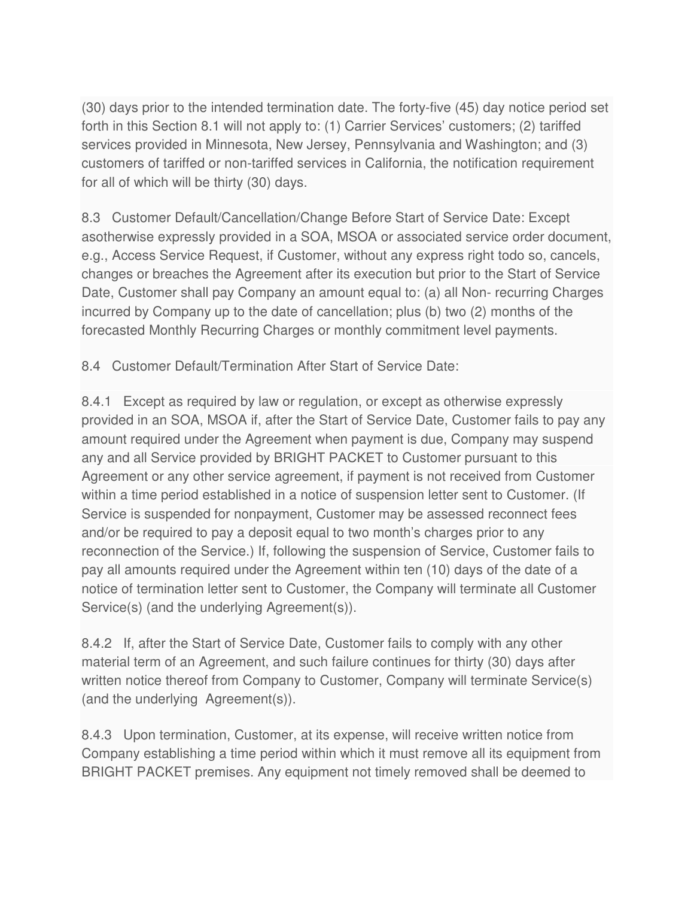(30) days prior to the intended termination date. The forty-five (45) day notice period set forth in this Section 8.1 will not apply to: (1) Carrier Services' customers; (2) tariffed services provided in Minnesota, New Jersey, Pennsylvania and Washington; and (3) customers of tariffed or non-tariffed services in California, the notification requirement for all of which will be thirty (30) days.

8.3 Customer Default/Cancellation/Change Before Start of Service Date: Except asotherwise expressly provided in a SOA, MSOA or associated service order document, e.g., Access Service Request, if Customer, without any express right todo so, cancels, changes or breaches the Agreement after its execution but prior to the Start of Service Date, Customer shall pay Company an amount equal to: (a) all Non- recurring Charges incurred by Company up to the date of cancellation; plus (b) two (2) months of the forecasted Monthly Recurring Charges or monthly commitment level payments.

8.4 Customer Default/Termination After Start of Service Date:

8.4.1 Except as required by law or regulation, or except as otherwise expressly provided in an SOA, MSOA if, after the Start of Service Date, Customer fails to pay any amount required under the Agreement when payment is due, Company may suspend any and all Service provided by BRIGHT PACKET to Customer pursuant to this Agreement or any other service agreement, if payment is not received from Customer within a time period established in a notice of suspension letter sent to Customer. (If Service is suspended for nonpayment, Customer may be assessed reconnect fees and/or be required to pay a deposit equal to two month's charges prior to any reconnection of the Service.) If, following the suspension of Service, Customer fails to pay all amounts required under the Agreement within ten (10) days of the date of a notice of termination letter sent to Customer, the Company will terminate all Customer Service(s) (and the underlying Agreement(s)).

8.4.2 If, after the Start of Service Date, Customer fails to comply with any other material term of an Agreement, and such failure continues for thirty (30) days after written notice thereof from Company to Customer, Company will terminate Service(s) (and the underlying Agreement(s)).

8.4.3 Upon termination, Customer, at its expense, will receive written notice from Company establishing a time period within which it must remove all its equipment from BRIGHT PACKET premises. Any equipment not timely removed shall be deemed to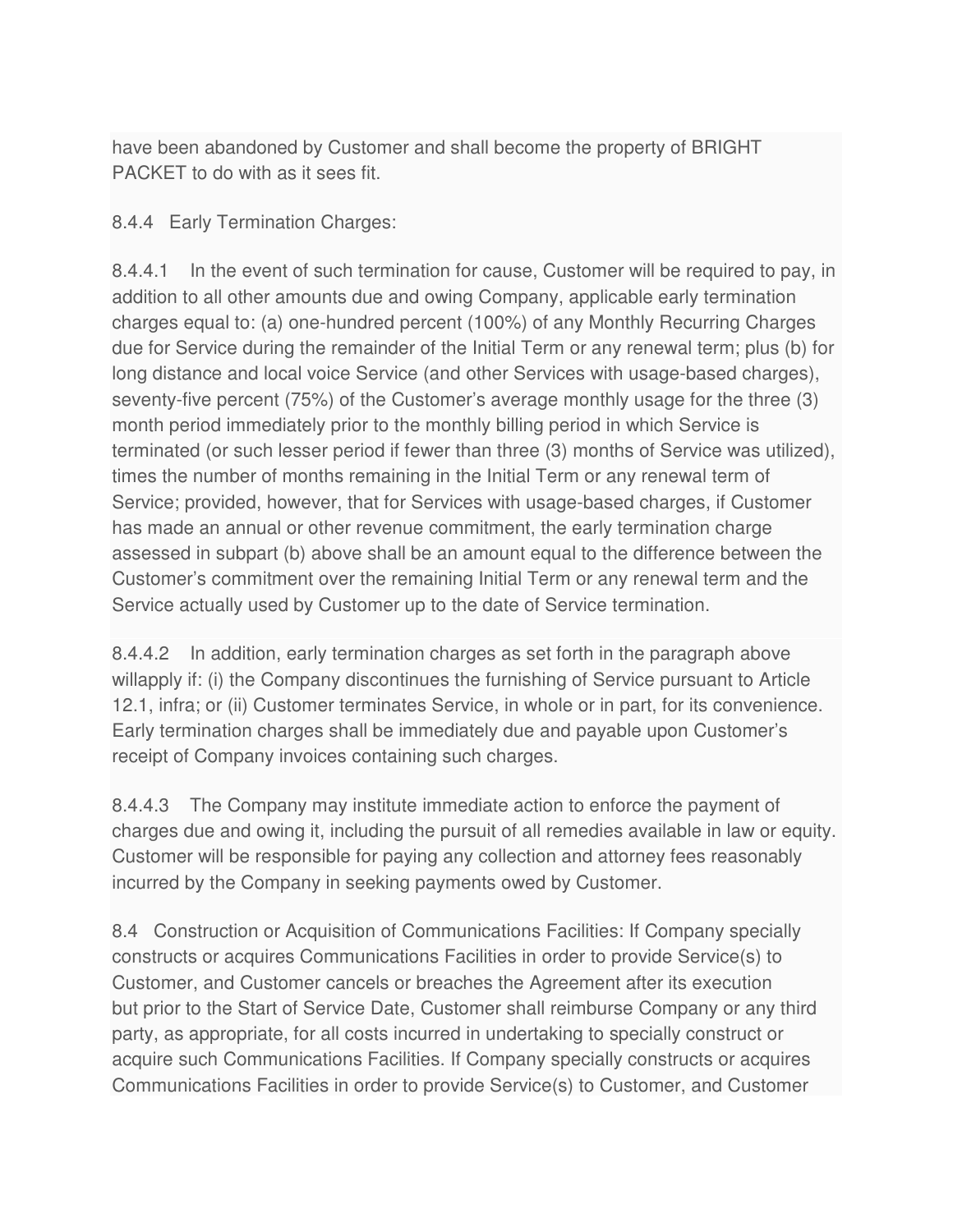have been abandoned by Customer and shall become the property of BRIGHT PACKET to do with as it sees fit.

8.4.4 Early Termination Charges:

8.4.4.1 In the event of such termination for cause, Customer will be required to pay, in addition to all other amounts due and owing Company, applicable early termination charges equal to: (a) one-hundred percent (100%) of any Monthly Recurring Charges due for Service during the remainder of the Initial Term or any renewal term; plus (b) for long distance and local voice Service (and other Services with usage-based charges), seventy-five percent (75%) of the Customer's average monthly usage for the three (3) month period immediately prior to the monthly billing period in which Service is terminated (or such lesser period if fewer than three (3) months of Service was utilized), times the number of months remaining in the Initial Term or any renewal term of Service; provided, however, that for Services with usage-based charges, if Customer has made an annual or other revenue commitment, the early termination charge assessed in subpart (b) above shall be an amount equal to the difference between the Customer's commitment over the remaining Initial Term or any renewal term and the Service actually used by Customer up to the date of Service termination.

8.4.4.2 In addition, early termination charges as set forth in the paragraph above willapply if: (i) the Company discontinues the furnishing of Service pursuant to Article 12.1, infra; or (ii) Customer terminates Service, in whole or in part, for its convenience. Early termination charges shall be immediately due and payable upon Customer's receipt of Company invoices containing such charges.

8.4.4.3 The Company may institute immediate action to enforce the payment of charges due and owing it, including the pursuit of all remedies available in law or equity. Customer will be responsible for paying any collection and attorney fees reasonably incurred by the Company in seeking payments owed by Customer.

8.4 Construction or Acquisition of Communications Facilities: If Company specially constructs or acquires Communications Facilities in order to provide Service(s) to Customer, and Customer cancels or breaches the Agreement after its execution but prior to the Start of Service Date, Customer shall reimburse Company or any third party, as appropriate, for all costs incurred in undertaking to specially construct or acquire such Communications Facilities. If Company specially constructs or acquires Communications Facilities in order to provide Service(s) to Customer, and Customer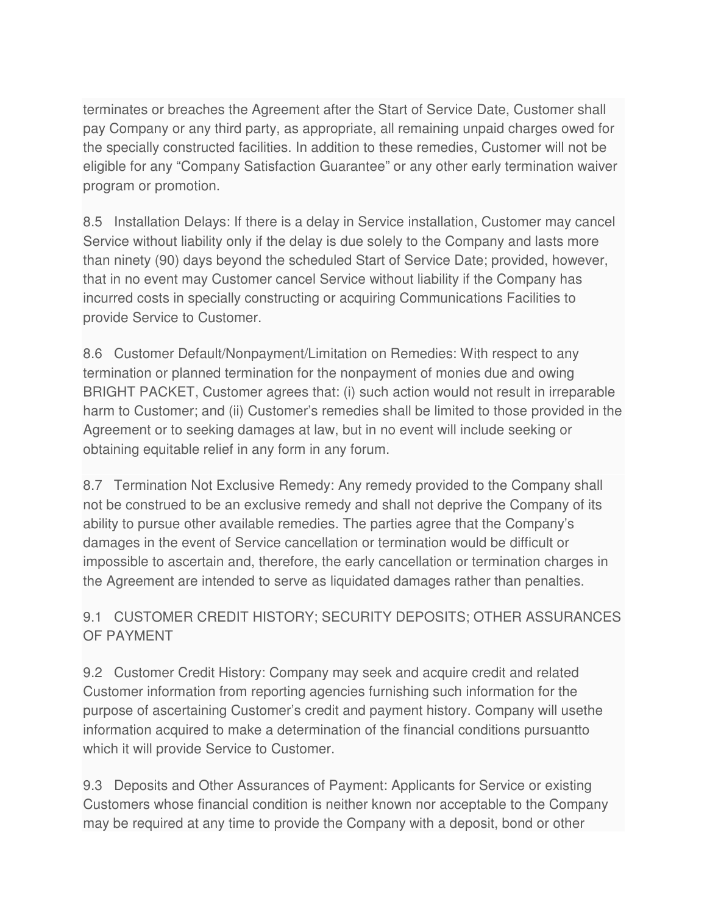terminates or breaches the Agreement after the Start of Service Date, Customer shall pay Company or any third party, as appropriate, all remaining unpaid charges owed for the specially constructed facilities. In addition to these remedies, Customer will not be eligible for any "Company Satisfaction Guarantee" or any other early termination waiver program or promotion.

8.5 Installation Delays: If there is a delay in Service installation, Customer may cancel Service without liability only if the delay is due solely to the Company and lasts more than ninety (90) days beyond the scheduled Start of Service Date; provided, however, that in no event may Customer cancel Service without liability if the Company has incurred costs in specially constructing or acquiring Communications Facilities to provide Service to Customer.

8.6 Customer Default/Nonpayment/Limitation on Remedies: With respect to any termination or planned termination for the nonpayment of monies due and owing BRIGHT PACKET, Customer agrees that: (i) such action would not result in irreparable harm to Customer; and (ii) Customer's remedies shall be limited to those provided in the Agreement or to seeking damages at law, but in no event will include seeking or obtaining equitable relief in any form in any forum.

8.7 Termination Not Exclusive Remedy: Any remedy provided to the Company shall not be construed to be an exclusive remedy and shall not deprive the Company of its ability to pursue other available remedies. The parties agree that the Company's damages in the event of Service cancellation or termination would be difficult or impossible to ascertain and, therefore, the early cancellation or termination charges in the Agreement are intended to serve as liquidated damages rather than penalties.

9.1 CUSTOMER CREDIT HISTORY; SECURITY DEPOSITS; OTHER ASSURANCES OF PAYMENT

9.2 Customer Credit History: Company may seek and acquire credit and related Customer information from reporting agencies furnishing such information for the purpose of ascertaining Customer's credit and payment history. Company will usethe information acquired to make a determination of the financial conditions pursuantto which it will provide Service to Customer.

9.3 Deposits and Other Assurances of Payment: Applicants for Service or existing Customers whose financial condition is neither known nor acceptable to the Company may be required at any time to provide the Company with a deposit, bond or other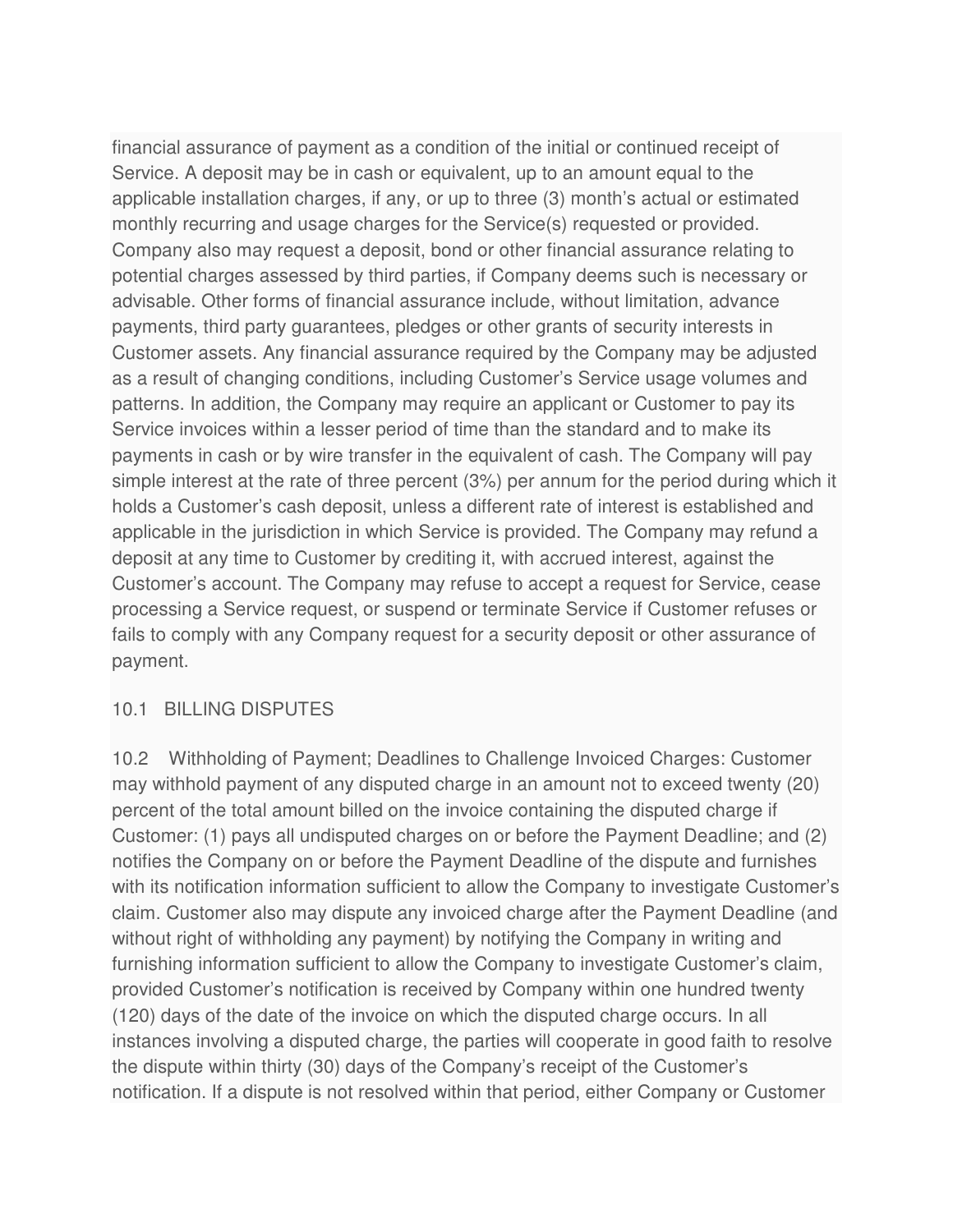financial assurance of payment as a condition of the initial or continued receipt of Service. A deposit may be in cash or equivalent, up to an amount equal to the applicable installation charges, if any, or up to three (3) month's actual or estimated monthly recurring and usage charges for the Service(s) requested or provided. Company also may request a deposit, bond or other financial assurance relating to potential charges assessed by third parties, if Company deems such is necessary or advisable. Other forms of financial assurance include, without limitation, advance payments, third party guarantees, pledges or other grants of security interests in Customer assets. Any financial assurance required by the Company may be adjusted as a result of changing conditions, including Customer's Service usage volumes and patterns. In addition, the Company may require an applicant or Customer to pay its Service invoices within a lesser period of time than the standard and to make its payments in cash or by wire transfer in the equivalent of cash. The Company will pay simple interest at the rate of three percent (3%) per annum for the period during which it holds a Customer's cash deposit, unless a different rate of interest is established and applicable in the jurisdiction in which Service is provided. The Company may refund a deposit at any time to Customer by crediting it, with accrued interest, against the Customer's account. The Company may refuse to accept a request for Service, cease processing a Service request, or suspend or terminate Service if Customer refuses or fails to comply with any Company request for a security deposit or other assurance of payment.

## 10.1 BILLING DISPUTES

10.2 Withholding of Payment; Deadlines to Challenge Invoiced Charges: Customer may withhold payment of any disputed charge in an amount not to exceed twenty (20) percent of the total amount billed on the invoice containing the disputed charge if Customer: (1) pays all undisputed charges on or before the Payment Deadline; and (2) notifies the Company on or before the Payment Deadline of the dispute and furnishes with its notification information sufficient to allow the Company to investigate Customer's claim. Customer also may dispute any invoiced charge after the Payment Deadline (and without right of withholding any payment) by notifying the Company in writing and furnishing information sufficient to allow the Company to investigate Customer's claim, provided Customer's notification is received by Company within one hundred twenty (120) days of the date of the invoice on which the disputed charge occurs. In all instances involving a disputed charge, the parties will cooperate in good faith to resolve the dispute within thirty (30) days of the Company's receipt of the Customer's notification. If a dispute is not resolved within that period, either Company or Customer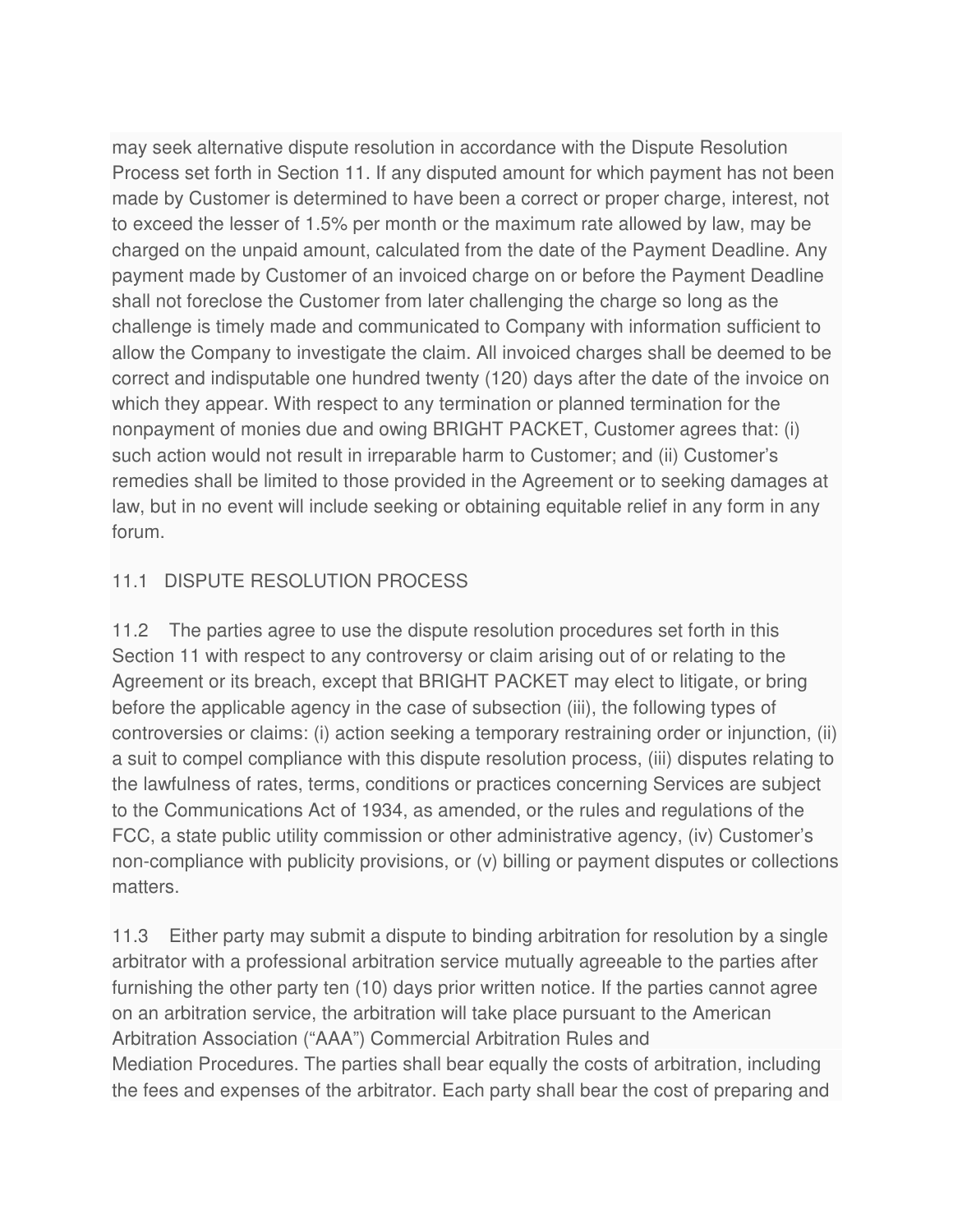may seek alternative dispute resolution in accordance with the Dispute Resolution Process set forth in Section 11. If any disputed amount for which payment has not been made by Customer is determined to have been a correct or proper charge, interest, not to exceed the lesser of 1.5% per month or the maximum rate allowed by law, may be charged on the unpaid amount, calculated from the date of the Payment Deadline. Any payment made by Customer of an invoiced charge on or before the Payment Deadline shall not foreclose the Customer from later challenging the charge so long as the challenge is timely made and communicated to Company with information sufficient to allow the Company to investigate the claim. All invoiced charges shall be deemed to be correct and indisputable one hundred twenty (120) days after the date of the invoice on which they appear. With respect to any termination or planned termination for the nonpayment of monies due and owing BRIGHT PACKET, Customer agrees that: (i) such action would not result in irreparable harm to Customer; and (ii) Customer's remedies shall be limited to those provided in the Agreement or to seeking damages at law, but in no event will include seeking or obtaining equitable relief in any form in any forum.

## 11.1 DISPUTE RESOLUTION PROCESS

11.2 The parties agree to use the dispute resolution procedures set forth in this Section 11 with respect to any controversy or claim arising out of or relating to the Agreement or its breach, except that BRIGHT PACKET may elect to litigate, or bring before the applicable agency in the case of subsection (iii), the following types of controversies or claims: (i) action seeking a temporary restraining order or injunction, (ii) a suit to compel compliance with this dispute resolution process, (iii) disputes relating to the lawfulness of rates, terms, conditions or practices concerning Services are subject to the Communications Act of 1934, as amended, or the rules and regulations of the FCC, a state public utility commission or other administrative agency, (iv) Customer's non-compliance with publicity provisions, or (v) billing or payment disputes or collections matters.

11.3 Either party may submit a dispute to binding arbitration for resolution by a single arbitrator with a professional arbitration service mutually agreeable to the parties after furnishing the other party ten (10) days prior written notice. If the parties cannot agree on an arbitration service, the arbitration will take place pursuant to the American Arbitration Association ("AAA") Commercial Arbitration Rules and Mediation Procedures. The parties shall bear equally the costs of arbitration, including the fees and expenses of the arbitrator. Each party shall bear the cost of preparing and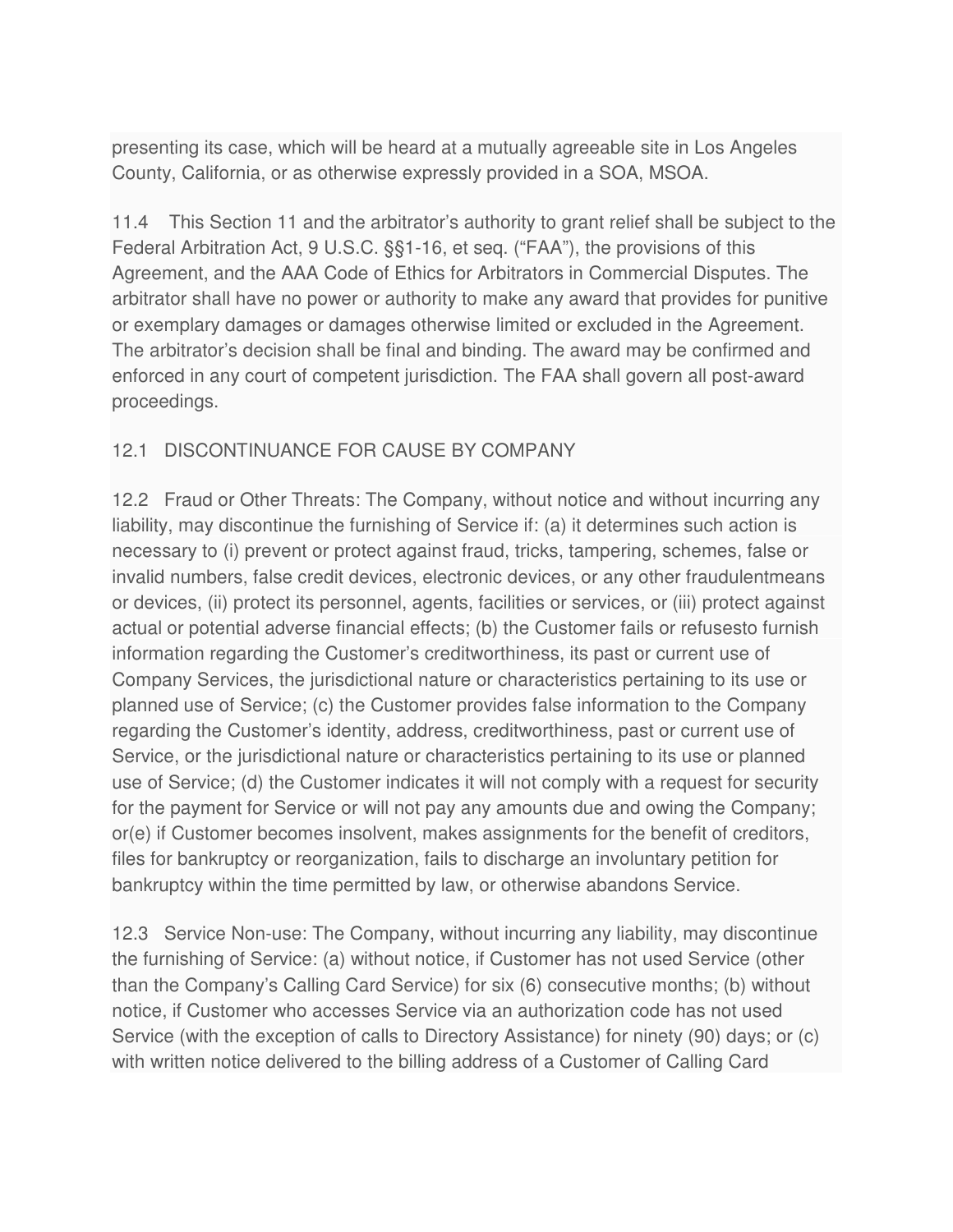presenting its case, which will be heard at a mutually agreeable site in Los Angeles County, California, or as otherwise expressly provided in a SOA, MSOA.

11.4 This Section 11 and the arbitrator's authority to grant relief shall be subject to the Federal Arbitration Act, 9 U.S.C. §§1-16, et seq. ("FAA"), the provisions of this Agreement, and the AAA Code of Ethics for Arbitrators in Commercial Disputes. The arbitrator shall have no power or authority to make any award that provides for punitive or exemplary damages or damages otherwise limited or excluded in the Agreement. The arbitrator's decision shall be final and binding. The award may be confirmed and enforced in any court of competent jurisdiction. The FAA shall govern all post-award proceedings.

12.1 DISCONTINUANCE FOR CAUSE BY COMPANY

12.2 Fraud or Other Threats: The Company, without notice and without incurring any liability, may discontinue the furnishing of Service if: (a) it determines such action is necessary to (i) prevent or protect against fraud, tricks, tampering, schemes, false or invalid numbers, false credit devices, electronic devices, or any other fraudulentmeans or devices, (ii) protect its personnel, agents, facilities or services, or (iii) protect against actual or potential adverse financial effects; (b) the Customer fails or refusesto furnish information regarding the Customer's creditworthiness, its past or current use of Company Services, the jurisdictional nature or characteristics pertaining to its use or planned use of Service; (c) the Customer provides false information to the Company regarding the Customer's identity, address, creditworthiness, past or current use of Service, or the jurisdictional nature or characteristics pertaining to its use or planned use of Service; (d) the Customer indicates it will not comply with a request for security for the payment for Service or will not pay any amounts due and owing the Company; or(e) if Customer becomes insolvent, makes assignments for the benefit of creditors, files for bankruptcy or reorganization, fails to discharge an involuntary petition for bankruptcy within the time permitted by law, or otherwise abandons Service.

12.3 Service Non-use: The Company, without incurring any liability, may discontinue the furnishing of Service: (a) without notice, if Customer has not used Service (other than the Company's Calling Card Service) for six (6) consecutive months; (b) without notice, if Customer who accesses Service via an authorization code has not used Service (with the exception of calls to Directory Assistance) for ninety (90) days; or (c) with written notice delivered to the billing address of a Customer of Calling Card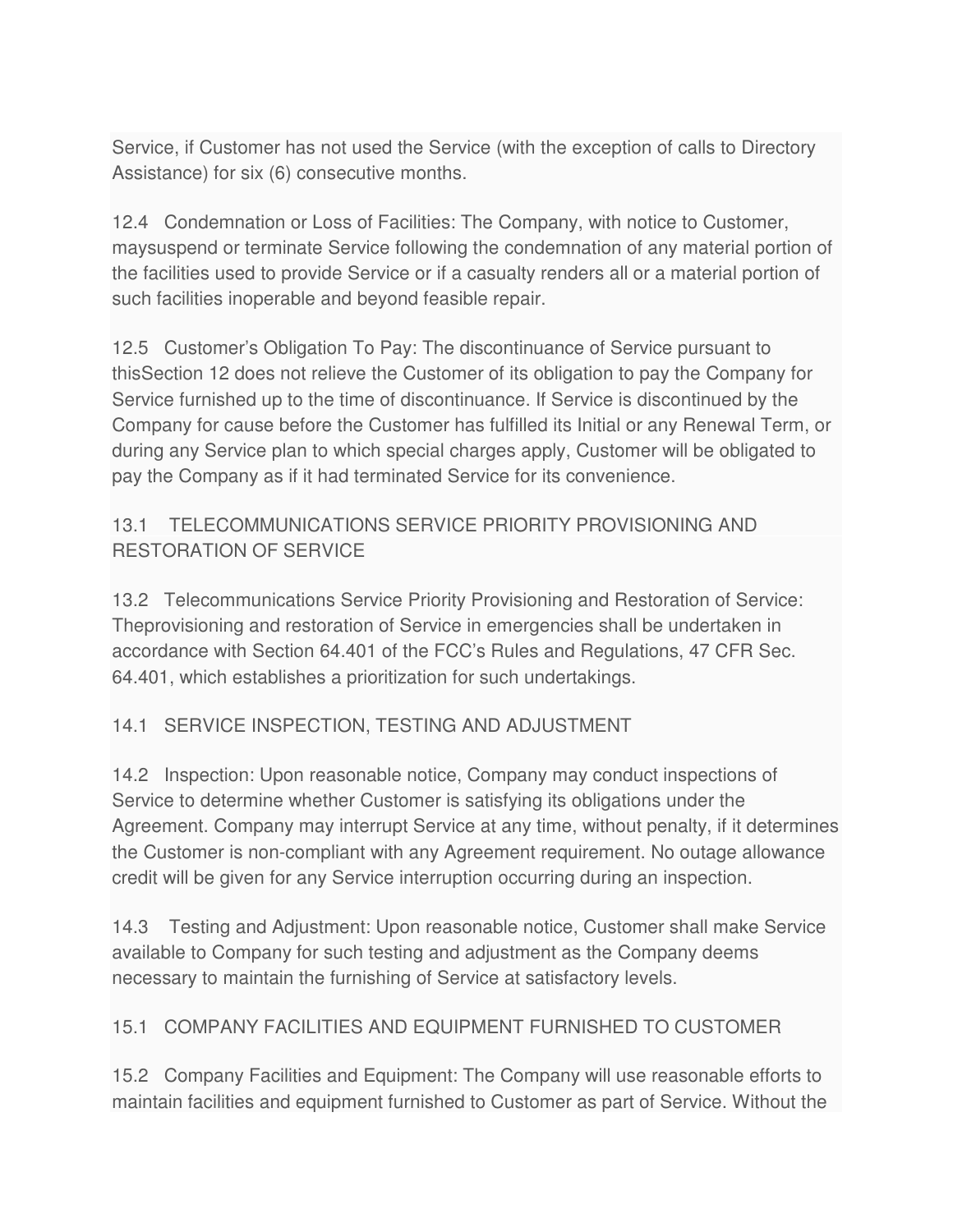Service, if Customer has not used the Service (with the exception of calls to Directory Assistance) for six (6) consecutive months.

12.4 Condemnation or Loss of Facilities: The Company, with notice to Customer, maysuspend or terminate Service following the condemnation of any material portion of the facilities used to provide Service or if a casualty renders all or a material portion of such facilities inoperable and beyond feasible repair.

12.5 Customer's Obligation To Pay: The discontinuance of Service pursuant to thisSection 12 does not relieve the Customer of its obligation to pay the Company for Service furnished up to the time of discontinuance. If Service is discontinued by the Company for cause before the Customer has fulfilled its Initial or any Renewal Term, or during any Service plan to which special charges apply, Customer will be obligated to pay the Company as if it had terminated Service for its convenience.

13.1 TELECOMMUNICATIONS SERVICE PRIORITY PROVISIONING AND RESTORATION OF SERVICE

13.2 Telecommunications Service Priority Provisioning and Restoration of Service: Theprovisioning and restoration of Service in emergencies shall be undertaken in accordance with Section 64.401 of the FCC's Rules and Regulations, 47 CFR Sec. 64.401, which establishes a prioritization for such undertakings.

14.1 SERVICE INSPECTION, TESTING AND ADJUSTMENT

14.2 Inspection: Upon reasonable notice, Company may conduct inspections of Service to determine whether Customer is satisfying its obligations under the Agreement. Company may interrupt Service at any time, without penalty, if it determines the Customer is non-compliant with any Agreement requirement. No outage allowance credit will be given for any Service interruption occurring during an inspection.

14.3 Testing and Adjustment: Upon reasonable notice, Customer shall make Service available to Company for such testing and adjustment as the Company deems necessary to maintain the furnishing of Service at satisfactory levels.

15.1 COMPANY FACILITIES AND EQUIPMENT FURNISHED TO CUSTOMER

15.2 Company Facilities and Equipment: The Company will use reasonable efforts to maintain facilities and equipment furnished to Customer as part of Service. Without the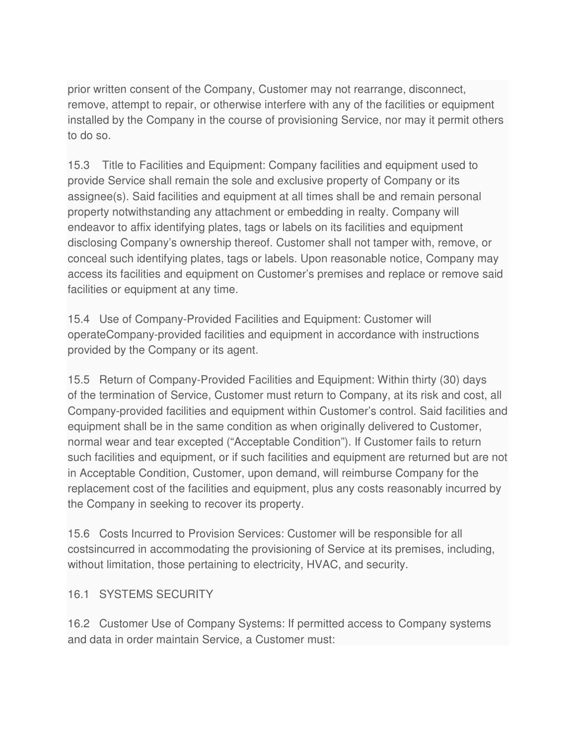prior written consent of the Company, Customer may not rearrange, disconnect, remove, attempt to repair, or otherwise interfere with any of the facilities or equipment installed by the Company in the course of provisioning Service, nor may it permit others to do so.

15.3 Title to Facilities and Equipment: Company facilities and equipment used to provide Service shall remain the sole and exclusive property of Company or its assignee(s). Said facilities and equipment at all times shall be and remain personal property notwithstanding any attachment or embedding in realty. Company will endeavor to affix identifying plates, tags or labels on its facilities and equipment disclosing Company's ownership thereof. Customer shall not tamper with, remove, or conceal such identifying plates, tags or labels. Upon reasonable notice, Company may access its facilities and equipment on Customer's premises and replace or remove said facilities or equipment at any time.

15.4 Use of Company-Provided Facilities and Equipment: Customer will operateCompany-provided facilities and equipment in accordance with instructions provided by the Company or its agent.

15.5 Return of Company-Provided Facilities and Equipment: Within thirty (30) days of the termination of Service, Customer must return to Company, at its risk and cost, all Company-provided facilities and equipment within Customer's control. Said facilities and equipment shall be in the same condition as when originally delivered to Customer, normal wear and tear excepted ("Acceptable Condition"). If Customer fails to return such facilities and equipment, or if such facilities and equipment are returned but are not in Acceptable Condition, Customer, upon demand, will reimburse Company for the replacement cost of the facilities and equipment, plus any costs reasonably incurred by the Company in seeking to recover its property.

15.6 Costs Incurred to Provision Services: Customer will be responsible for all costsincurred in accommodating the provisioning of Service at its premises, including, without limitation, those pertaining to electricity, HVAC, and security.

16.1 SYSTEMS SECURITY

16.2 Customer Use of Company Systems: If permitted access to Company systems and data in order maintain Service, a Customer must: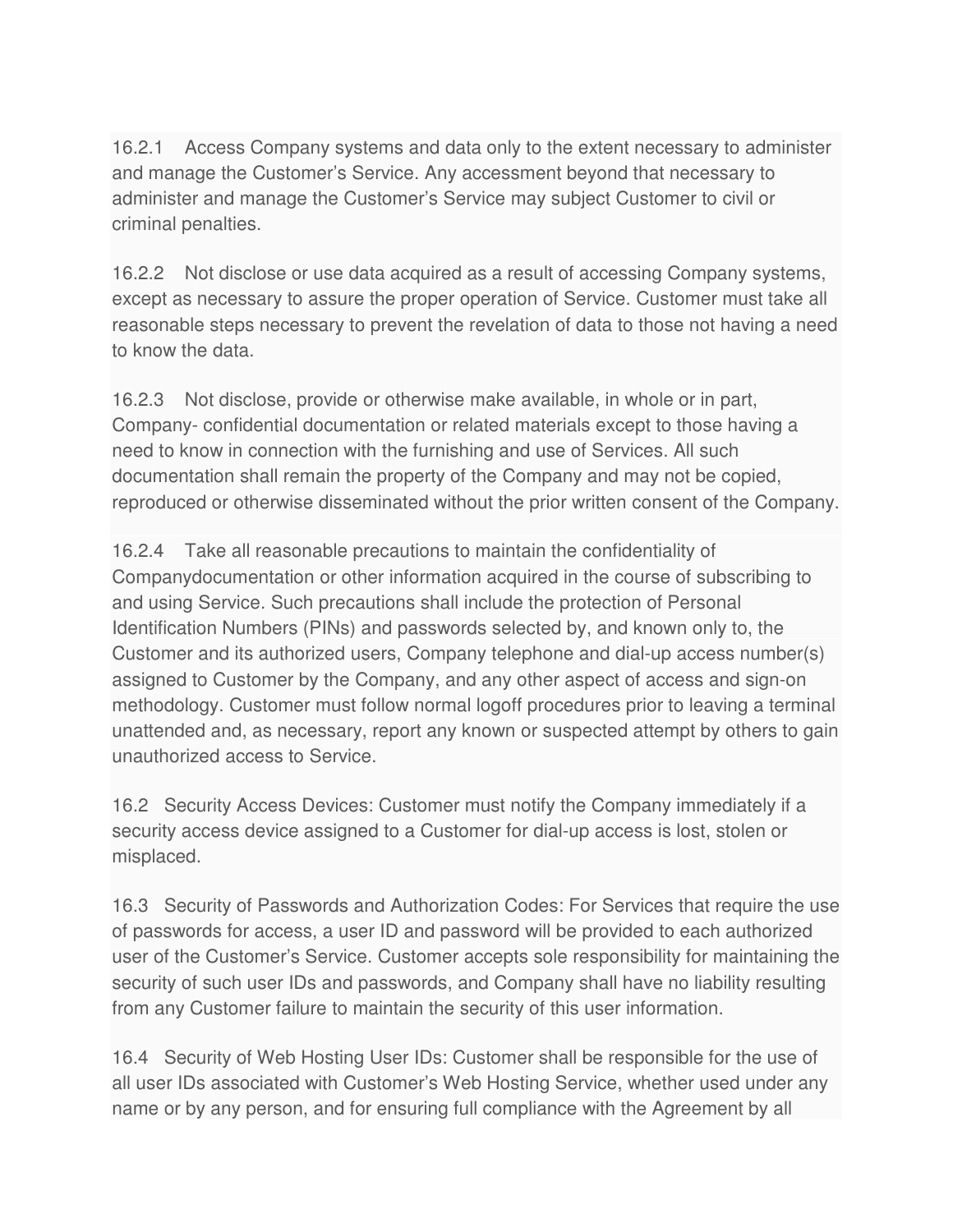16.2.1 Access Company systems and data only to the extent necessary to administer and manage the Customer's Service. Any accessment beyond that necessary to administer and manage the Customer's Service may subject Customer to civil or criminal penalties.

16.2.2 Not disclose or use data acquired as a result of accessing Company systems, except as necessary to assure the proper operation of Service. Customer must take all reasonable steps necessary to prevent the revelation of data to those not having a need to know the data.

16.2.3 Not disclose, provide or otherwise make available, in whole or in part, Company- confidential documentation or related materials except to those having a need to know in connection with the furnishing and use of Services. All such documentation shall remain the property of the Company and may not be copied, reproduced or otherwise disseminated without the prior written consent of the Company.

16.2.4 Take all reasonable precautions to maintain the confidentiality of Companydocumentation or other information acquired in the course of subscribing to and using Service. Such precautions shall include the protection of Personal Identification Numbers (PINs) and passwords selected by, and known only to, the Customer and its authorized users, Company telephone and dial-up access number(s) assigned to Customer by the Company, and any other aspect of access and sign-on methodology. Customer must follow normal logoff procedures prior to leaving a terminal unattended and, as necessary, report any known or suspected attempt by others to gain unauthorized access to Service.

16.2 Security Access Devices: Customer must notify the Company immediately if a security access device assigned to a Customer for dial-up access is lost, stolen or misplaced.

16.3 Security of Passwords and Authorization Codes: For Services that require the use of passwords for access, a user ID and password will be provided to each authorized user of the Customer's Service. Customer accepts sole responsibility for maintaining the security of such user IDs and passwords, and Company shall have no liability resulting from any Customer failure to maintain the security of this user information.

16.4 Security of Web Hosting User IDs: Customer shall be responsible for the use of all user IDs associated with Customer's Web Hosting Service, whether used under any name or by any person, and for ensuring full compliance with the Agreement by all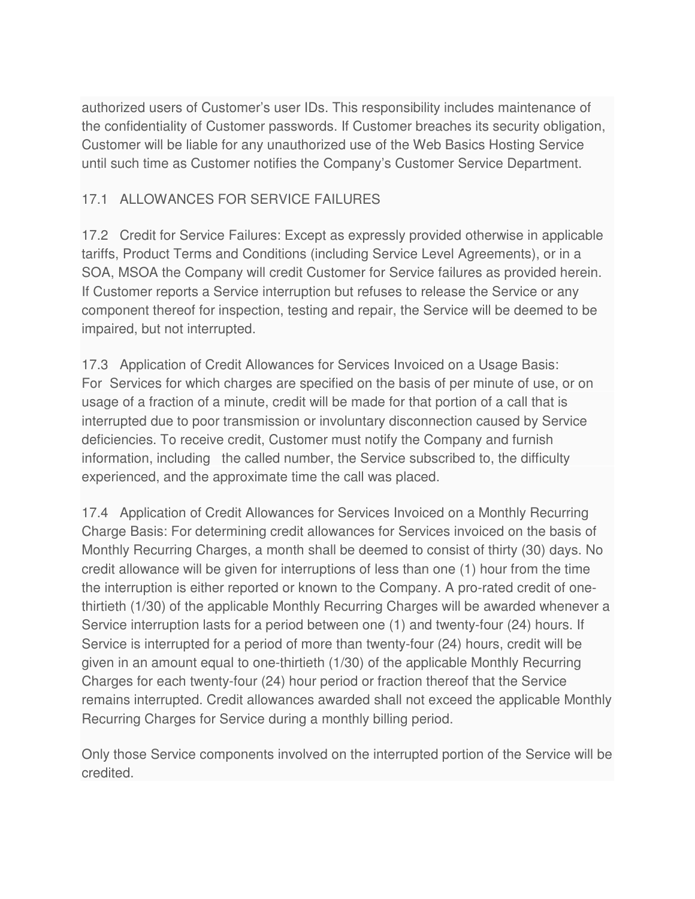authorized users of Customer's user IDs. This responsibility includes maintenance of the confidentiality of Customer passwords. If Customer breaches its security obligation, Customer will be liable for any unauthorized use of the Web Basics Hosting Service until such time as Customer notifies the Company's Customer Service Department.

17.1 ALLOWANCES FOR SERVICE FAILURES

17.2 Credit for Service Failures: Except as expressly provided otherwise in applicable tariffs, Product Terms and Conditions (including Service Level Agreements), or in a SOA, MSOA the Company will credit Customer for Service failures as provided herein. If Customer reports a Service interruption but refuses to release the Service or any component thereof for inspection, testing and repair, the Service will be deemed to be impaired, but not interrupted.

17.3 Application of Credit Allowances for Services Invoiced on a Usage Basis: For Services for which charges are specified on the basis of per minute of use, or on usage of a fraction of a minute, credit will be made for that portion of a call that is interrupted due to poor transmission or involuntary disconnection caused by Service deficiencies. To receive credit, Customer must notify the Company and furnish information, including the called number, the Service subscribed to, the difficulty experienced, and the approximate time the call was placed.

17.4 Application of Credit Allowances for Services Invoiced on a Monthly Recurring Charge Basis: For determining credit allowances for Services invoiced on the basis of Monthly Recurring Charges, a month shall be deemed to consist of thirty (30) days. No credit allowance will be given for interruptions of less than one (1) hour from the time the interruption is either reported or known to the Company. A pro-rated credit of one-thirtieth (1/30) of the applicable Monthly Recurring Charges will be awarded whenever a Service interruption lasts for a period between one (1) and twenty-four (24) hours. If Service is interrupted for a period of more than twenty-four (24) hours, credit will be given in an amount equal to one-thirtieth (1/30) of the applicable Monthly Recurring Charges for each twenty-four (24) hour period or fraction thereof that the Service remains interrupted. Credit allowances awarded shall not exceed the applicable Monthly Recurring Charges for Service during a monthly billing period.

Only those Service components involved on the interrupted portion of the Service will be credited.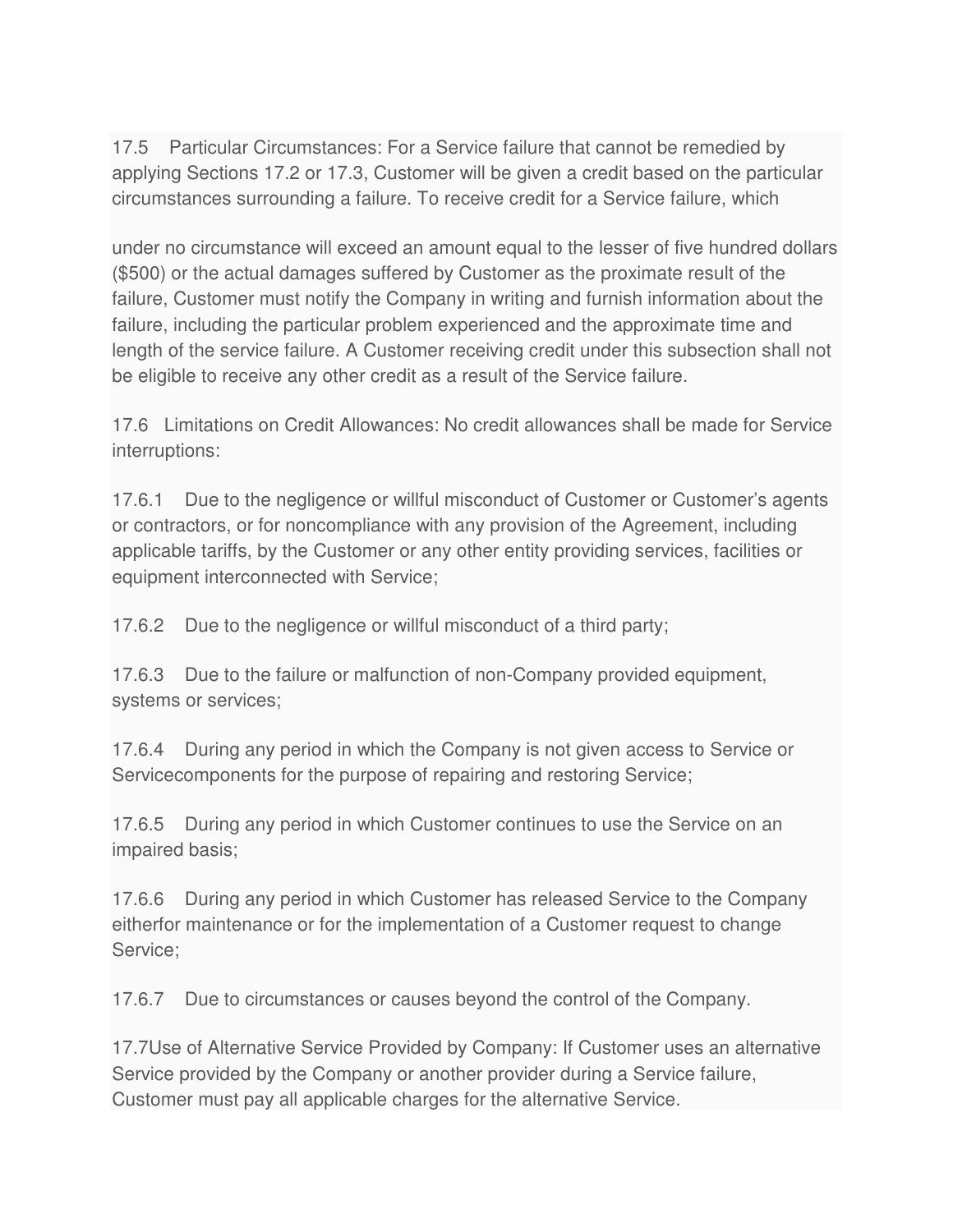17.5 Particular Circumstances: For a Service failure that cannot be remedied by applying Sections 17.2 or 17.3, Customer will be given a credit based on the particular circumstances surrounding a failure. To receive credit for a Service failure, which

under no circumstance will exceed an amount equal to the lesser of five hundred dollars ($500) or the actual damages suffered by Customer as the proximate result of the failure, Customer must notify the Company in writing and furnish information about the failure, including the particular problem experienced and the approximate time and length of the service failure. A Customer receiving credit under this subsection shall not be eligible to receive any other credit as a result of the Service failure.

17.6 Limitations on Credit Allowances: No credit allowances shall be made for Service interruptions:

17.6.1 Due to the negligence or willful misconduct of Customer or Customer's agents or contractors, or for noncompliance with any provision of the Agreement, including applicable tariffs, by the Customer or any other entity providing services, facilities or equipment interconnected with Service;

17.6.2 Due to the negligence or willful misconduct of a third party;

17.6.3 Due to the failure or malfunction of non-Company provided equipment, systems or services;

17.6.4 During any period in which the Company is not given access to Service or Servicecomponents for the purpose of repairing and restoring Service;

17.6.5 During any period in which Customer continues to use the Service on an impaired basis;

17.6.6 During any period in which Customer has released Service to the Company eitherfor maintenance or for the implementation of a Customer request to change Service;

17.6.7 Due to circumstances or causes beyond the control of the Company.

17.7Use of Alternative Service Provided by Company: If Customer uses an alternative Service provided by the Company or another provider during a Service failure, Customer must pay all applicable charges for the alternative Service.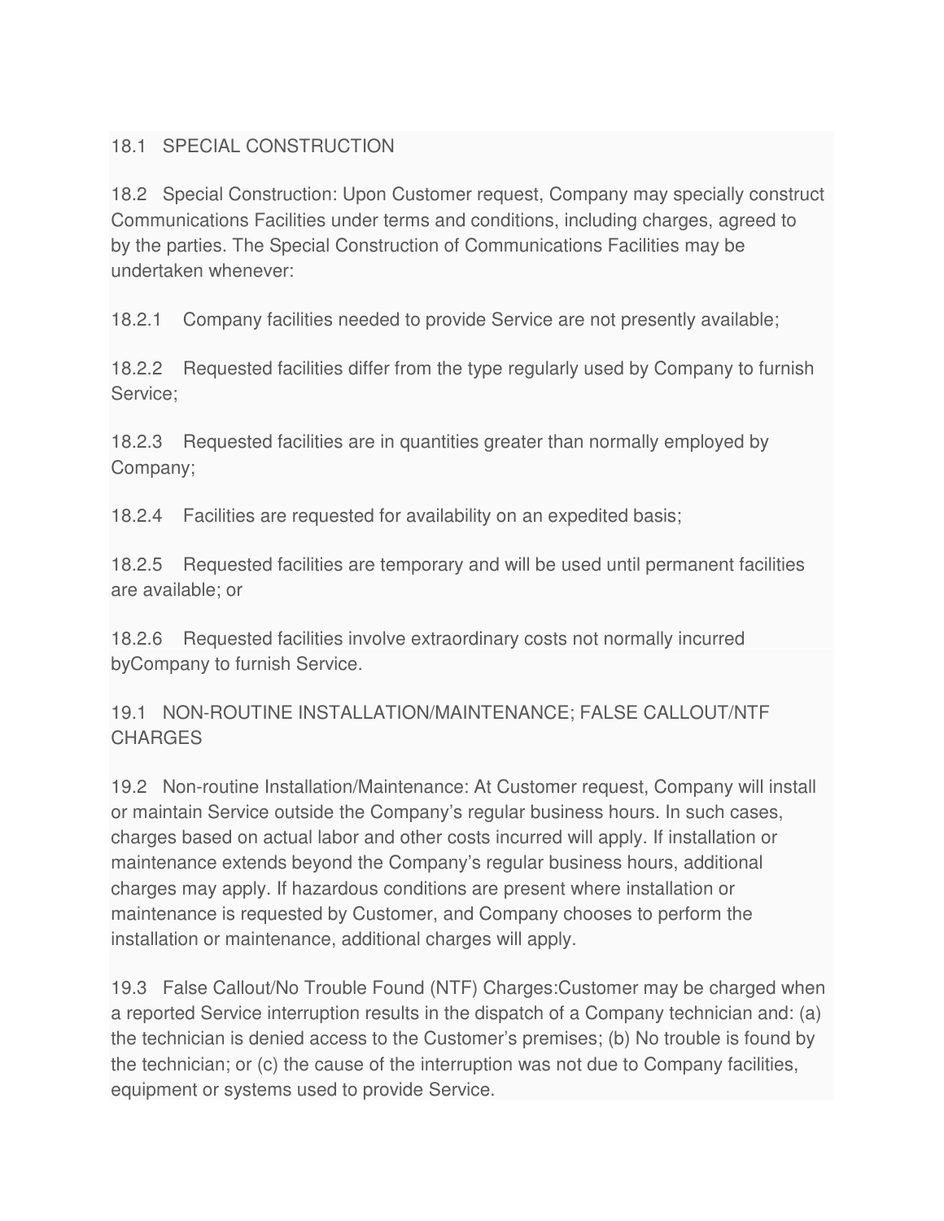## 18.1 SPECIAL CONSTRUCTION

18.2 Special Construction: Upon Customer request, Company may specially construct Communications Facilities under terms and conditions, including charges, agreed to by the parties. The Special Construction of Communications Facilities may be undertaken whenever:

18.2.1 Company facilities needed to provide Service are not presently available;

18.2.2 Requested facilities differ from the type regularly used by Company to furnish Service;

18.2.3 Requested facilities are in quantities greater than normally employed by Company;

18.2.4 Facilities are requested for availability on an expedited basis;

18.2.5 Requested facilities are temporary and will be used until permanent facilities are available; or

18.2.6 Requested facilities involve extraordinary costs not normally incurred byCompany to furnish Service.

## 19.1 NON-ROUTINE INSTALLATION/MAINTENANCE; FALSE CALLOUT/NTF CHARGES

19.2 Non-routine Installation/Maintenance: At Customer request, Company will install or maintain Service outside the Company's regular business hours. In such cases, charges based on actual labor and other costs incurred will apply. If installation or maintenance extends beyond the Company's regular business hours, additional charges may apply. If hazardous conditions are present where installation or maintenance is requested by Customer, and Company chooses to perform the installation or maintenance, additional charges will apply.

19.3 False Callout/No Trouble Found (NTF) Charges:Customer may be charged when a reported Service interruption results in the dispatch of a Company technician and: (a) the technician is denied access to the Customer's premises; (b) No trouble is found by the technician; or (c) the cause of the interruption was not due to Company facilities, equipment or systems used to provide Service.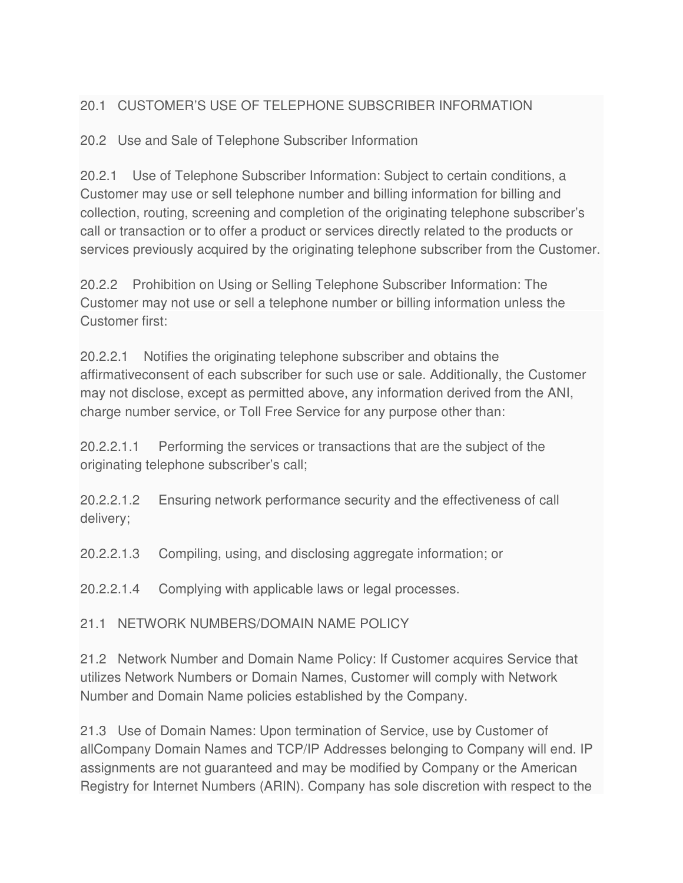20.1 CUSTOMER'S USE OF TELEPHONE SUBSCRIBER INFORMATION

20.2 Use and Sale of Telephone Subscriber Information

20.2.1 Use of Telephone Subscriber Information: Subject to certain conditions, a Customer may use or sell telephone number and billing information for billing and collection, routing, screening and completion of the originating telephone subscriber's call or transaction or to offer a product or services directly related to the products or services previously acquired by the originating telephone subscriber from the Customer.

20.2.2 Prohibition on Using or Selling Telephone Subscriber Information: The Customer may not use or sell a telephone number or billing information unless the Customer first:

20.2.2.1 Notifies the originating telephone subscriber and obtains the affirmativeconsent of each subscriber for such use or sale. Additionally, the Customer may not disclose, except as permitted above, any information derived from the ANI, charge number service, or Toll Free Service for any purpose other than:

20.2.2.1.1 Performing the services or transactions that are the subject of the originating telephone subscriber's call;

20.2.2.1.2 Ensuring network performance security and the effectiveness of call delivery;

20.2.2.1.3 Compiling, using, and disclosing aggregate information; or

20.2.2.1.4 Complying with applicable laws or legal processes.

21.1 NETWORK NUMBERS/DOMAIN NAME POLICY

21.2 Network Number and Domain Name Policy: If Customer acquires Service that utilizes Network Numbers or Domain Names, Customer will comply with Network Number and Domain Name policies established by the Company.

21.3 Use of Domain Names: Upon termination of Service, use by Customer of allCompany Domain Names and TCP/IP Addresses belonging to Company will end. IP assignments are not guaranteed and may be modified by Company or the American Registry for Internet Numbers (ARIN). Company has sole discretion with respect to the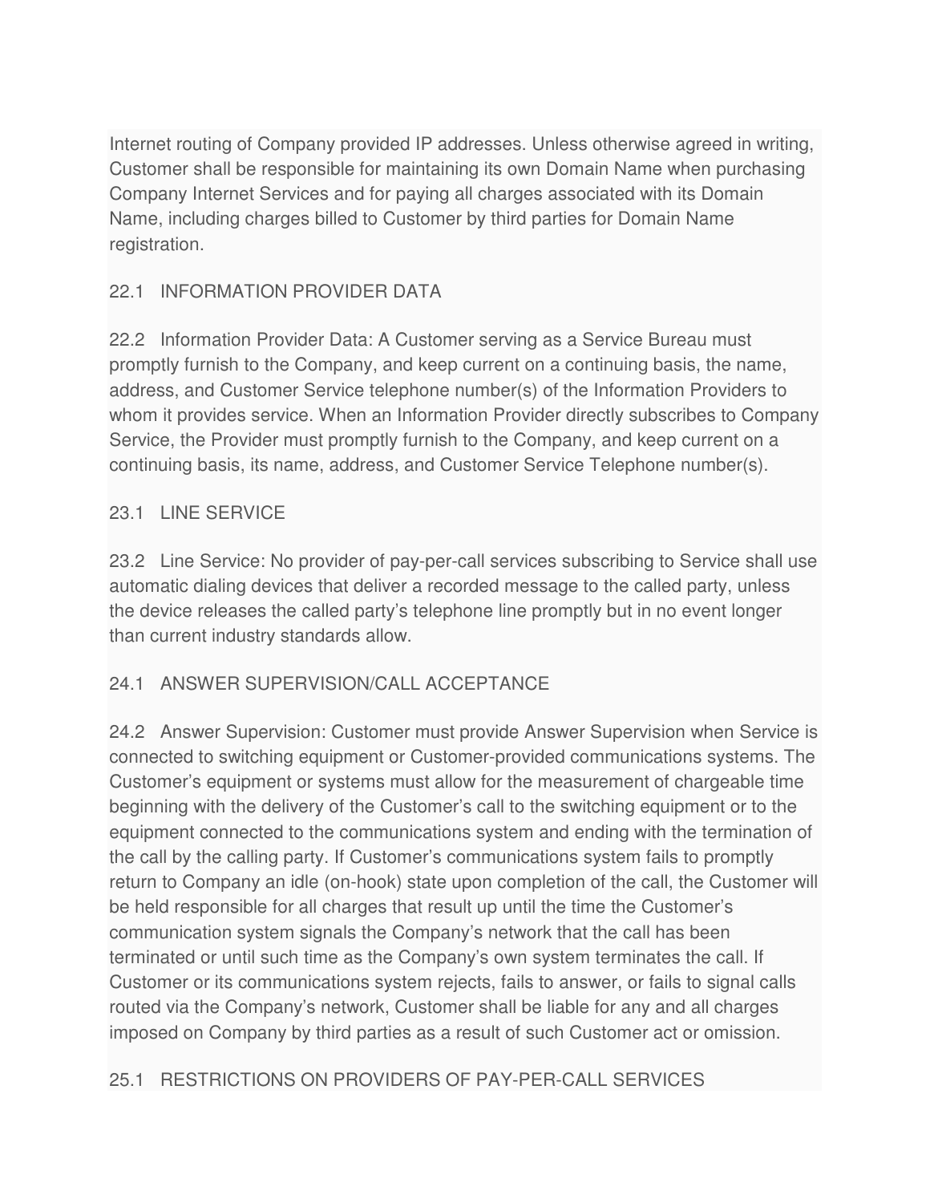Internet routing of Company provided IP addresses. Unless otherwise agreed in writing, Customer shall be responsible for maintaining its own Domain Name when purchasing Company Internet Services and for paying all charges associated with its Domain Name, including charges billed to Customer by third parties for Domain Name registration.

## 22.1 INFORMATION PROVIDER DATA

22.2 Information Provider Data: A Customer serving as a Service Bureau must promptly furnish to the Company, and keep current on a continuing basis, the name, address, and Customer Service telephone number(s) of the Information Providers to whom it provides service. When an Information Provider directly subscribes to Company Service, the Provider must promptly furnish to the Company, and keep current on a continuing basis, its name, address, and Customer Service Telephone number(s).

## 23.1 LINE SERVICE

23.2 Line Service: No provider of pay-per-call services subscribing to Service shall use automatic dialing devices that deliver a recorded message to the called party, unless the device releases the called party's telephone line promptly but in no event longer than current industry standards allow.

## 24.1 ANSWER SUPERVISION/CALL ACCEPTANCE

24.2 Answer Supervision: Customer must provide Answer Supervision when Service is connected to switching equipment or Customer-provided communications systems. The Customer's equipment or systems must allow for the measurement of chargeable time beginning with the delivery of the Customer's call to the switching equipment or to the equipment connected to the communications system and ending with the termination of the call by the calling party. If Customer's communications system fails to promptly return to Company an idle (on-hook) state upon completion of the call, the Customer will be held responsible for all charges that result up until the time the Customer's communication system signals the Company's network that the call has been terminated or until such time as the Company's own system terminates the call. If Customer or its communications system rejects, fails to answer, or fails to signal calls routed via the Company's network, Customer shall be liable for any and all charges imposed on Company by third parties as a result of such Customer act or omission.

## 25.1 RESTRICTIONS ON PROVIDERS OF PAY-PER-CALL SERVICES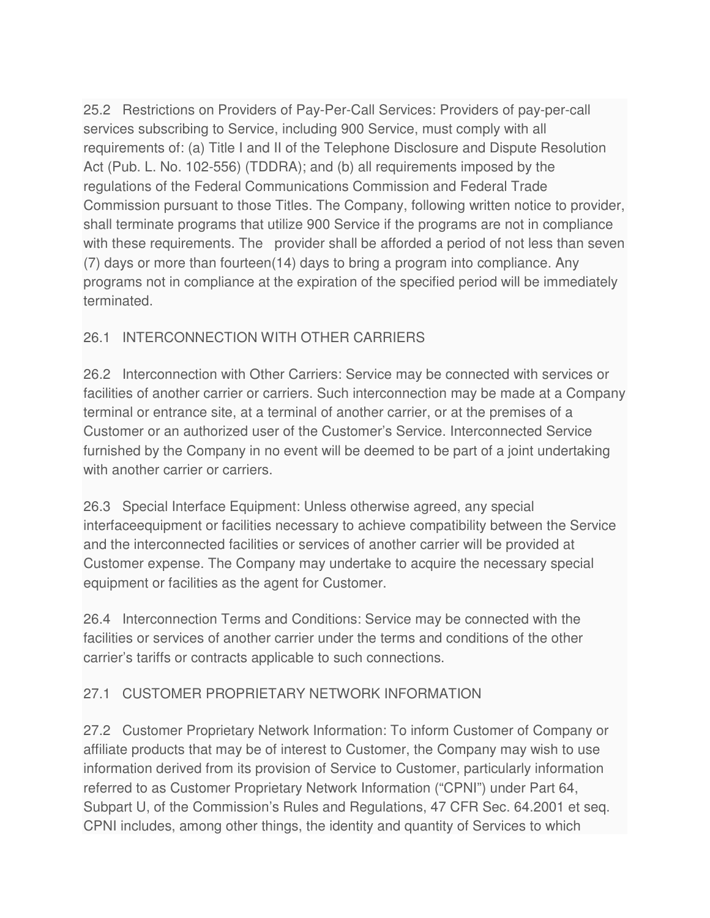25.2 Restrictions on Providers of Pay-Per-Call Services: Providers of pay-per-call services subscribing to Service, including 900 Service, must comply with all requirements of: (a) Title I and II of the Telephone Disclosure and Dispute Resolution Act (Pub. L. No. 102-556) (TDDRA); and (b) all requirements imposed by the regulations of the Federal Communications Commission and Federal Trade Commission pursuant to those Titles. The Company, following written notice to provider, shall terminate programs that utilize 900 Service if the programs are not in compliance with these requirements. The provider shall be afforded a period of not less than seven (7) days or more than fourteen(14) days to bring a program into compliance. Any programs not in compliance at the expiration of the specified period will be immediately terminated.

## 26.1 INTERCONNECTION WITH OTHER CARRIERS

26.2 Interconnection with Other Carriers: Service may be connected with services or facilities of another carrier or carriers. Such interconnection may be made at a Company terminal or entrance site, at a terminal of another carrier, or at the premises of a Customer or an authorized user of the Customer's Service. Interconnected Service furnished by the Company in no event will be deemed to be part of a joint undertaking with another carrier or carriers.

26.3 Special Interface Equipment: Unless otherwise agreed, any special interfaceequipment or facilities necessary to achieve compatibility between the Service and the interconnected facilities or services of another carrier will be provided at Customer expense. The Company may undertake to acquire the necessary special equipment or facilities as the agent for Customer.

26.4 Interconnection Terms and Conditions: Service may be connected with the facilities or services of another carrier under the terms and conditions of the other carrier's tariffs or contracts applicable to such connections.

## 27.1 CUSTOMER PROPRIETARY NETWORK INFORMATION

27.2 Customer Proprietary Network Information: To inform Customer of Company or affiliate products that may be of interest to Customer, the Company may wish to use information derived from its provision of Service to Customer, particularly information referred to as Customer Proprietary Network Information ("CPNI") under Part 64, Subpart U, of the Commission's Rules and Regulations, 47 CFR Sec. 64.2001 et seq. CPNI includes, among other things, the identity and quantity of Services to which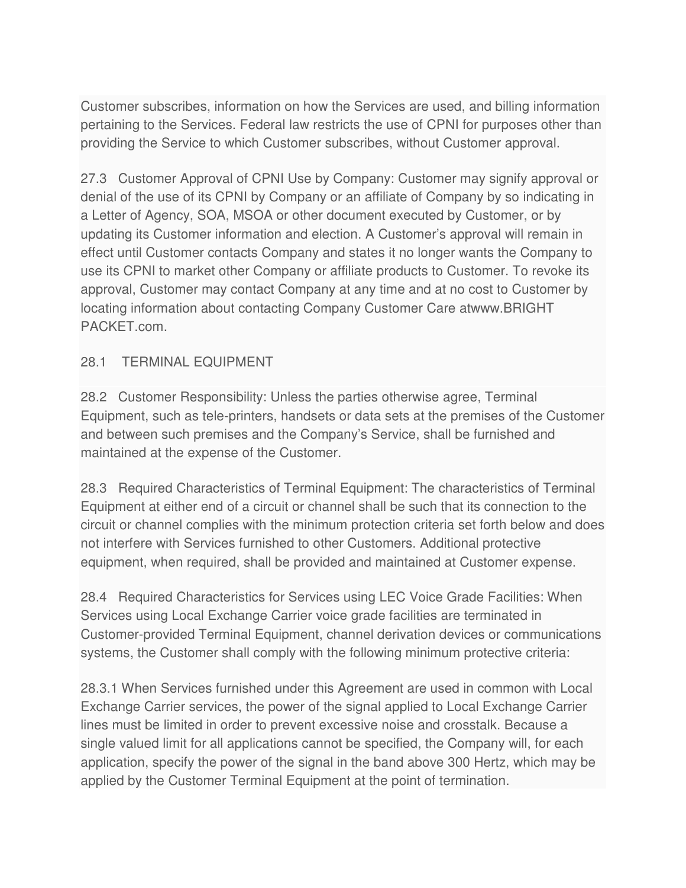Customer subscribes, information on how the Services are used, and billing information pertaining to the Services. Federal law restricts the use of CPNI for purposes other than providing the Service to which Customer subscribes, without Customer approval.

27.3 Customer Approval of CPNI Use by Company: Customer may signify approval or denial of the use of its CPNI by Company or an affiliate of Company by so indicating in a Letter of Agency, SOA, MSOA or other document executed by Customer, or by updating its Customer information and election. A Customer's approval will remain in effect until Customer contacts Company and states it no longer wants the Company to use its CPNI to market other Company or affiliate products to Customer. To revoke its approval, Customer may contact Company at any time and at no cost to Customer by locating information about contacting Company Customer Care atwww.BRIGHT PACKET.com.

28.1 TERMINAL EQUIPMENT

28.2 Customer Responsibility: Unless the parties otherwise agree, Terminal Equipment, such as tele-printers, handsets or data sets at the premises of the Customer and between such premises and the Company's Service, shall be furnished and maintained at the expense of the Customer.

28.3 Required Characteristics of Terminal Equipment: The characteristics of Terminal Equipment at either end of a circuit or channel shall be such that its connection to the circuit or channel complies with the minimum protection criteria set forth below and does not interfere with Services furnished to other Customers. Additional protective equipment, when required, shall be provided and maintained at Customer expense.

28.4 Required Characteristics for Services using LEC Voice Grade Facilities: When Services using Local Exchange Carrier voice grade facilities are terminated in Customer-provided Terminal Equipment, channel derivation devices or communications systems, the Customer shall comply with the following minimum protective criteria:

28.3.1 When Services furnished under this Agreement are used in common with Local Exchange Carrier services, the power of the signal applied to Local Exchange Carrier lines must be limited in order to prevent excessive noise and crosstalk. Because a single valued limit for all applications cannot be specified, the Company will, for each application, specify the power of the signal in the band above 300 Hertz, which may be applied by the Customer Terminal Equipment at the point of termination.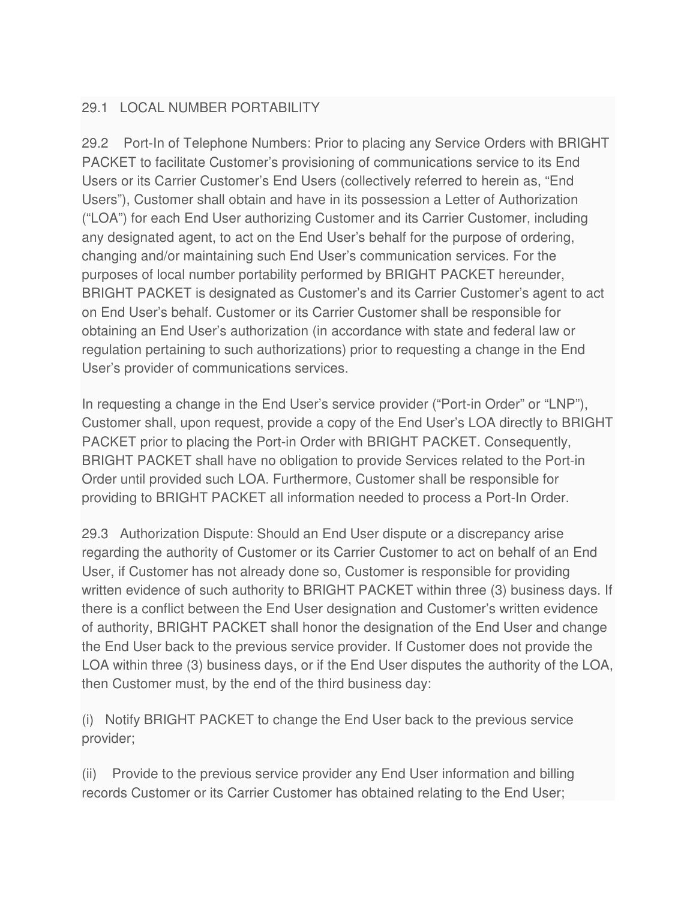29.1 LOCAL NUMBER PORTABILITY

29.2 Port-In of Telephone Numbers: Prior to placing any Service Orders with BRIGHT PACKET to facilitate Customer's provisioning of communications service to its End Users or its Carrier Customer's End Users (collectively referred to herein as, "End Users"), Customer shall obtain and have in its possession a Letter of Authorization ("LOA") for each End User authorizing Customer and its Carrier Customer, including any designated agent, to act on the End User's behalf for the purpose of ordering, changing and/or maintaining such End User's communication services. For the purposes of local number portability performed by BRIGHT PACKET hereunder, BRIGHT PACKET is designated as Customer's and its Carrier Customer's agent to act on End User's behalf. Customer or its Carrier Customer shall be responsible for obtaining an End User's authorization (in accordance with state and federal law or regulation pertaining to such authorizations) prior to requesting a change in the End User's provider of communications services.

In requesting a change in the End User's service provider ("Port-in Order" or "LNP"), Customer shall, upon request, provide a copy of the End User's LOA directly to BRIGHT PACKET prior to placing the Port-in Order with BRIGHT PACKET. Consequently, BRIGHT PACKET shall have no obligation to provide Services related to the Port-in Order until provided such LOA. Furthermore, Customer shall be responsible for providing to BRIGHT PACKET all information needed to process a Port-In Order.

29.3 Authorization Dispute: Should an End User dispute or a discrepancy arise regarding the authority of Customer or its Carrier Customer to act on behalf of an End User, if Customer has not already done so, Customer is responsible for providing written evidence of such authority to BRIGHT PACKET within three (3) business days. If there is a conflict between the End User designation and Customer's written evidence of authority, BRIGHT PACKET shall honor the designation of the End User and change the End User back to the previous service provider. If Customer does not provide the LOA within three (3) business days, or if the End User disputes the authority of the LOA, then Customer must, by the end of the third business day:

(i) Notify BRIGHT PACKET to change the End User back to the previous service provider;

(ii) Provide to the previous service provider any End User information and billing records Customer or its Carrier Customer has obtained relating to the End User;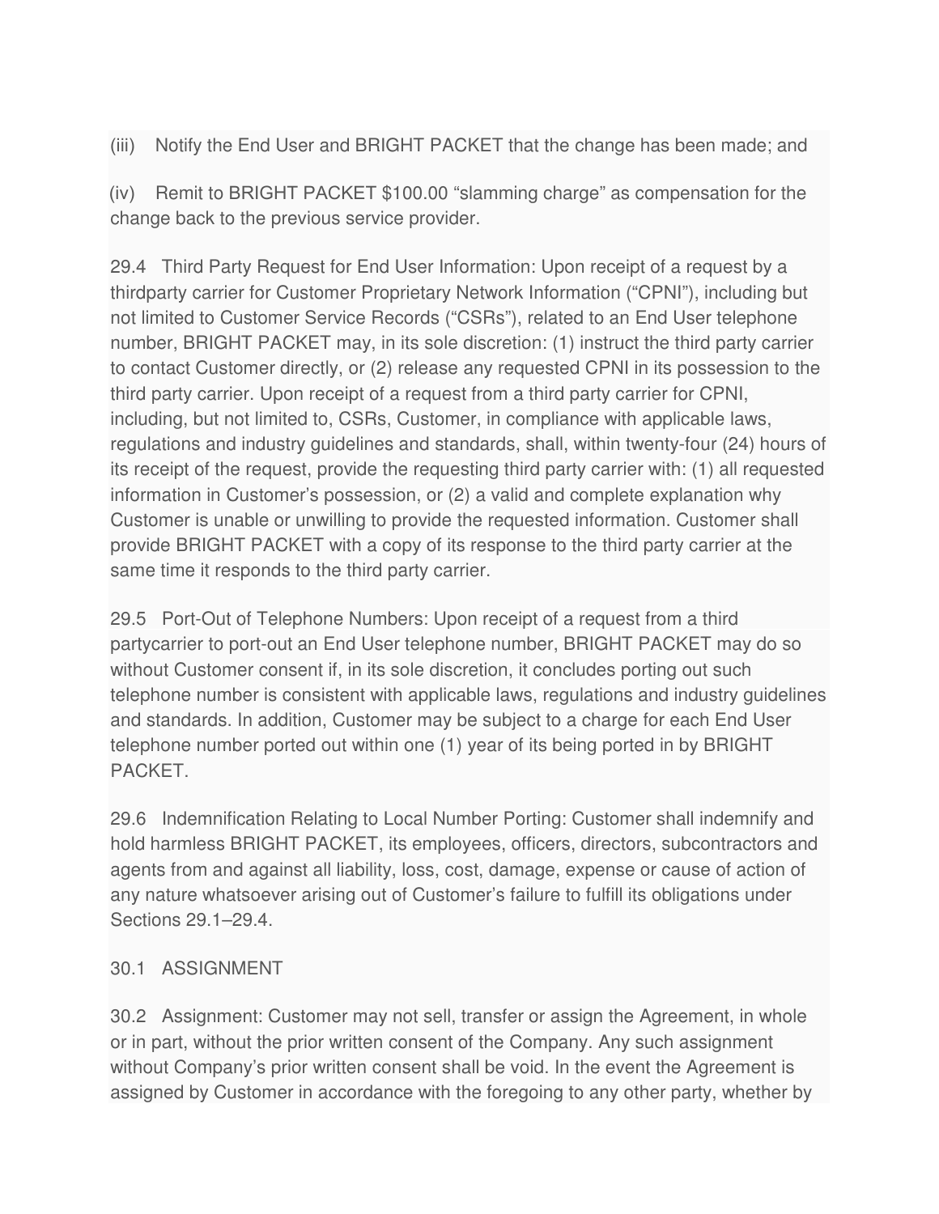(iii) Notify the End User and BRIGHT PACKET that the change has been made; and

(iv) Remit to BRIGHT PACKET $100.00 “slamming charge” as compensation for the change back to the previous service provider.

29.4 Third Party Request for End User Information: Upon receipt of a request by a thirdparty carrier for Customer Proprietary Network Information (“CPNI”), including but not limited to Customer Service Records (“CSRs”), related to an End User telephone number, BRIGHT PACKET may, in its sole discretion: (1) instruct the third party carrier to contact Customer directly, or (2) release any requested CPNI in its possession to the third party carrier. Upon receipt of a request from a third party carrier for CPNI, including, but not limited to, CSRs, Customer, in compliance with applicable laws, regulations and industry guidelines and standards, shall, within twenty-four (24) hours of its receipt of the request, provide the requesting third party carrier with: (1) all requested information in Customer’s possession, or (2) a valid and complete explanation why Customer is unable or unwilling to provide the requested information. Customer shall provide BRIGHT PACKET with a copy of its response to the third party carrier at the same time it responds to the third party carrier.

29.5 Port-Out of Telephone Numbers: Upon receipt of a request from a third partycarrier to port-out an End User telephone number, BRIGHT PACKET may do so without Customer consent if, in its sole discretion, it concludes porting out such telephone number is consistent with applicable laws, regulations and industry guidelines and standards. In addition, Customer may be subject to a charge for each End User telephone number ported out within one (1) year of its being ported in by BRIGHT PACKET.

29.6 Indemnification Relating to Local Number Porting: Customer shall indemnify and hold harmless BRIGHT PACKET, its employees, officers, directors, subcontractors and agents from and against all liability, loss, cost, damage, expense or cause of action of any nature whatsoever arising out of Customer’s failure to fulfill its obligations under Sections 29.1–29.4.

30.1 ASSIGNMENT

30.2 Assignment: Customer may not sell, transfer or assign the Agreement, in whole or in part, without the prior written consent of the Company. Any such assignment without Company’s prior written consent shall be void. In the event the Agreement is assigned by Customer in accordance with the foregoing to any other party, whether by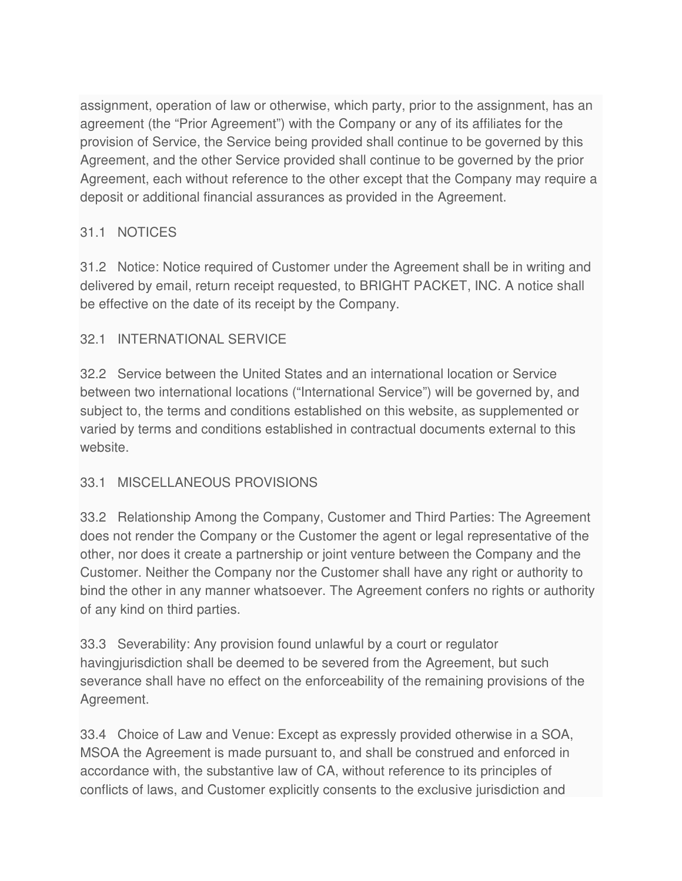assignment, operation of law or otherwise, which party, prior to the assignment, has an agreement (the “Prior Agreement”) with the Company or any of its affiliates for the provision of Service, the Service being provided shall continue to be governed by this Agreement, and the other Service provided shall continue to be governed by the prior Agreement, each without reference to the other except that the Company may require a deposit or additional financial assurances as provided in the Agreement.

31.1 NOTICES

31.2 Notice: Notice required of Customer under the Agreement shall be in writing and delivered by email, return receipt requested, to BRIGHT PACKET, INC. A notice shall be effective on the date of its receipt by the Company.

32.1 INTERNATIONAL SERVICE

32.2 Service between the United States and an international location or Service between two international locations (“International Service”) will be governed by, and subject to, the terms and conditions established on this website, as supplemented or varied by terms and conditions established in contractual documents external to this website.

33.1 MISCELLANEOUS PROVISIONS

33.2 Relationship Among the Company, Customer and Third Parties: The Agreement does not render the Company or the Customer the agent or legal representative of the other, nor does it create a partnership or joint venture between the Company and the Customer. Neither the Company nor the Customer shall have any right or authority to bind the other in any manner whatsoever. The Agreement confers no rights or authority of any kind on third parties.

33.3 Severability: Any provision found unlawful by a court or regulator havingjurisdiction shall be deemed to be severed from the Agreement, but such severance shall have no effect on the enforceability of the remaining provisions of the Agreement.

33.4 Choice of Law and Venue: Except as expressly provided otherwise in a SOA, MSOA the Agreement is made pursuant to, and shall be construed and enforced in accordance with, the substantive law of CA, without reference to its principles of conflicts of laws, and Customer explicitly consents to the exclusive jurisdiction and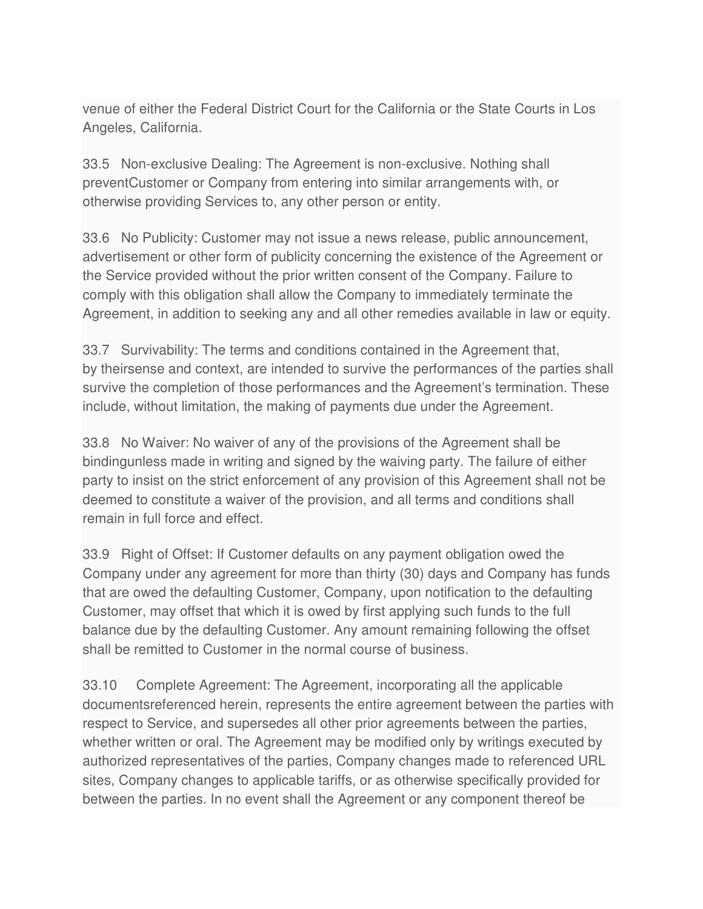venue of either the Federal District Court for the California or the State Courts in Los Angeles, California.

33.5 Non-exclusive Dealing: The Agreement is non-exclusive. Nothing shall preventCustomer or Company from entering into similar arrangements with, or otherwise providing Services to, any other person or entity.

33.6 No Publicity: Customer may not issue a news release, public announcement, advertisement or other form of publicity concerning the existence of the Agreement or the Service provided without the prior written consent of the Company. Failure to comply with this obligation shall allow the Company to immediately terminate the Agreement, in addition to seeking any and all other remedies available in law or equity.

33.7 Survivability: The terms and conditions contained in the Agreement that, by theirsense and context, are intended to survive the performances of the parties shall survive the completion of those performances and the Agreement's termination. These include, without limitation, the making of payments due under the Agreement.

33.8 No Waiver: No waiver of any of the provisions of the Agreement shall be bindingunless made in writing and signed by the waiving party. The failure of either party to insist on the strict enforcement of any provision of this Agreement shall not be deemed to constitute a waiver of the provision, and all terms and conditions shall remain in full force and effect.

33.9 Right of Offset: If Customer defaults on any payment obligation owed the Company under any agreement for more than thirty (30) days and Company has funds that are owed the defaulting Customer, Company, upon notification to the defaulting Customer, may offset that which it is owed by first applying such funds to the full balance due by the defaulting Customer. Any amount remaining following the offset shall be remitted to Customer in the normal course of business.

33.10 Complete Agreement: The Agreement, incorporating all the applicable documentsreferenced herein, represents the entire agreement between the parties with respect to Service, and supersedes all other prior agreements between the parties, whether written or oral. The Agreement may be modified only by writings executed by authorized representatives of the parties, Company changes made to referenced URL sites, Company changes to applicable tariffs, or as otherwise specifically provided for between the parties. In no event shall the Agreement or any component thereof be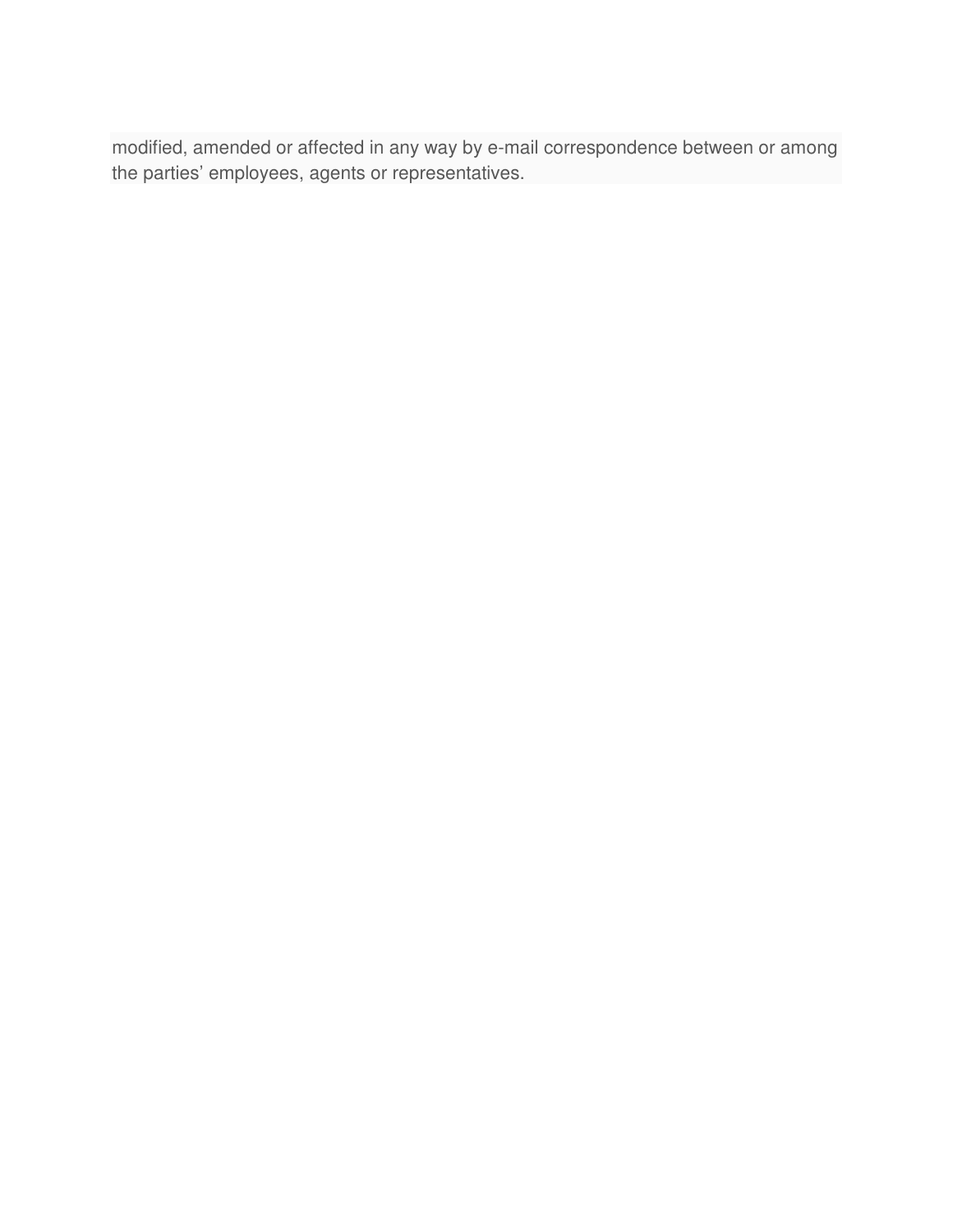modified, amended or affected in any way by e-mail correspondence between or among the parties' employees, agents or representatives.